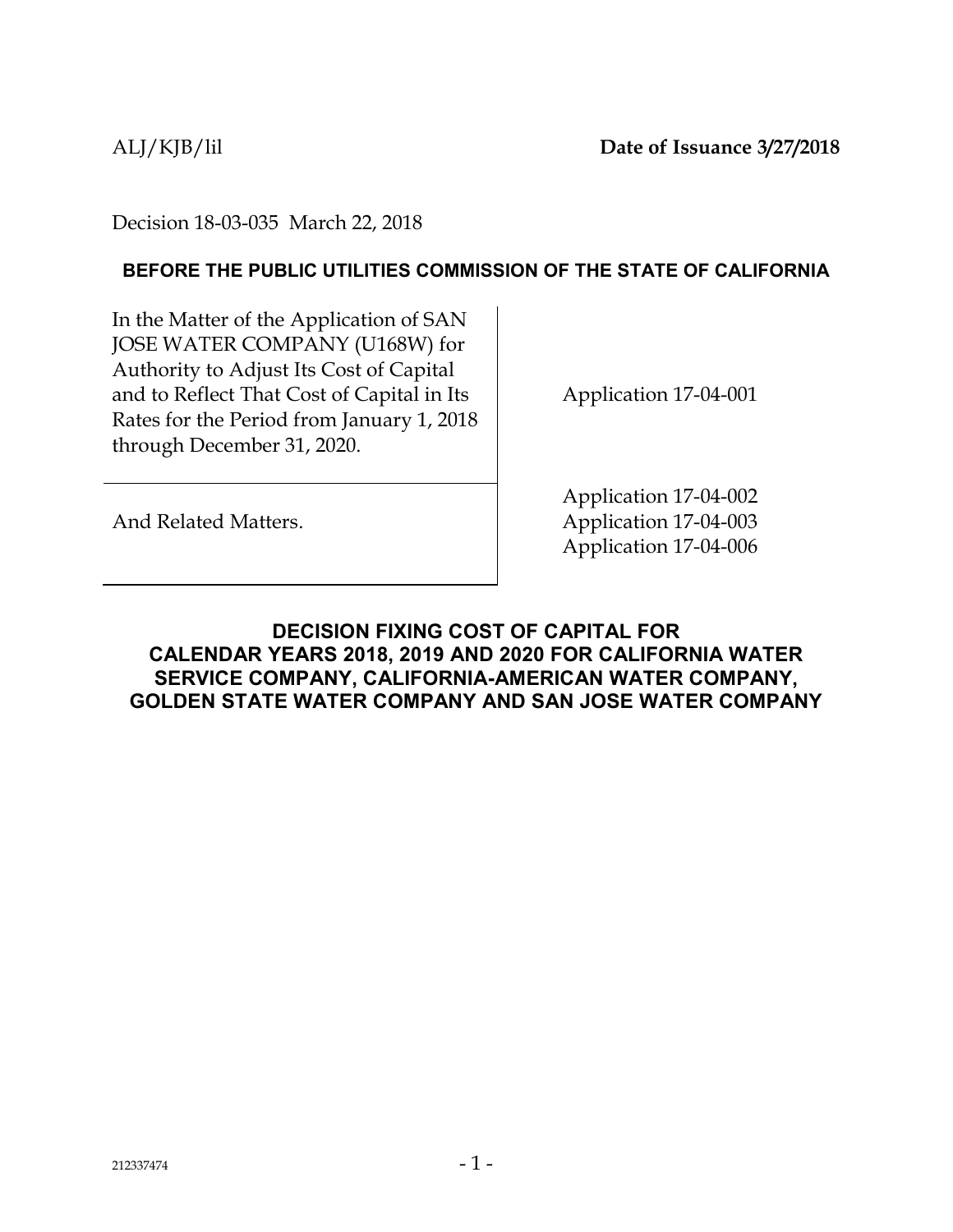ALJ/KJB/lil **Date of Issuance 3/27/2018**

Decision 18-03-035 March 22, 2018

**BEFORE THE PUBLIC UTILITIES COMMISSION OF THE STATE OF CALIFORNIA**

| | |
|---|---|
| In the Matter of the Application of SAN JOSE WATER COMPANY (U168W) for Authority to Adjust Its Cost of Capital and to Reflect That Cost of Capital in Its Rates for the Period from January 1, 2018 through December 31, 2020. | Application 17-04-001 |
| And Related Matters. | Application 17-04-002<br>Application 17-04-003<br>Application 17-04-006 |

**DECISION FIXING COST OF CAPITAL FOR CALENDAR YEARS 2018, 2019 AND 2020 FOR CALIFORNIA WATER SERVICE COMPANY, CALIFORNIA-AMERICAN WATER COMPANY, GOLDEN STATE WATER COMPANY AND SAN JOSE WATER COMPANY**

212337474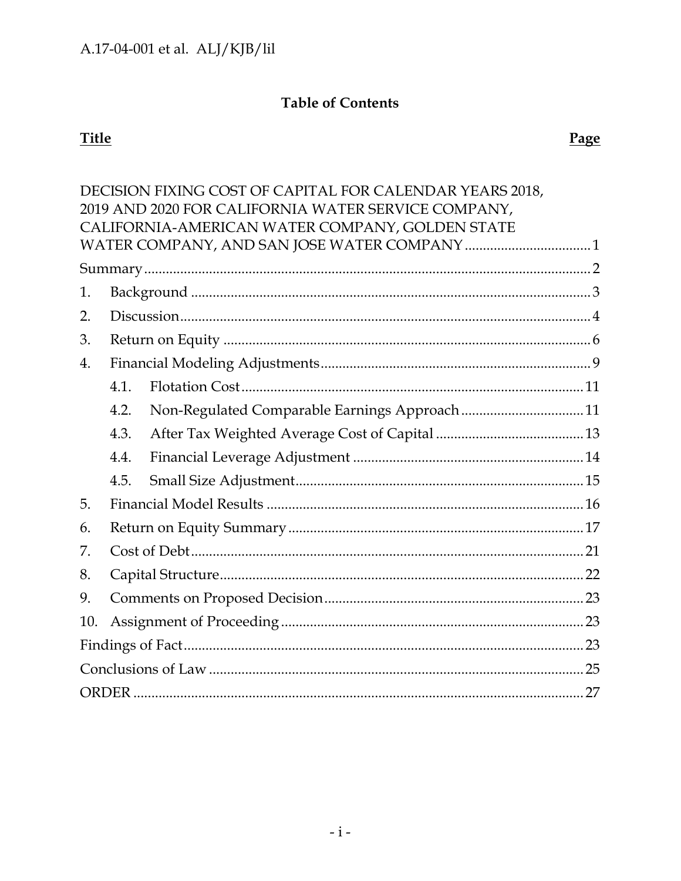# Table of Contents

| Title | | Page |
|---|---|---|
| DECISION FIXING COST OF CAPITAL FOR CALENDAR YEARS 2018, 2019 AND 2020 FOR CALIFORNIA WATER SERVICE COMPANY, CALIFORNIA-AMERICAN WATER COMPANY, GOLDEN STATE WATER COMPANY, AND SAN JOSE WATER COMPANY | | 1 |
| Summary | | 2 |
| 1. | Background | 3 |
| 2. | Discussion | 4 |
| 3. | Return on Equity | 6 |
| 4. | Financial Modeling Adjustments | 9 |
| | 4.1. Flotation Cost | 11 |
| | 4.2. Non-Regulated Comparable Earnings Approach | 11 |
| | 4.3. After Tax Weighted Average Cost of Capital | 13 |
| | 4.4. Financial Leverage Adjustment | 14 |
| | 4.5. Small Size Adjustment | 15 |
| 5. | Financial Model Results | 16 |
| 6. | Return on Equity Summary | 17 |
| 7. | Cost of Debt | 21 |
| 8. | Capital Structure | 22 |
| 9. | Comments on Proposed Decision | 23 |
| 10. | Assignment of Proceeding | 23 |
| Findings of Fact | | 23 |
| Conclusions of Law | | 25 |
| ORDER | | 27 |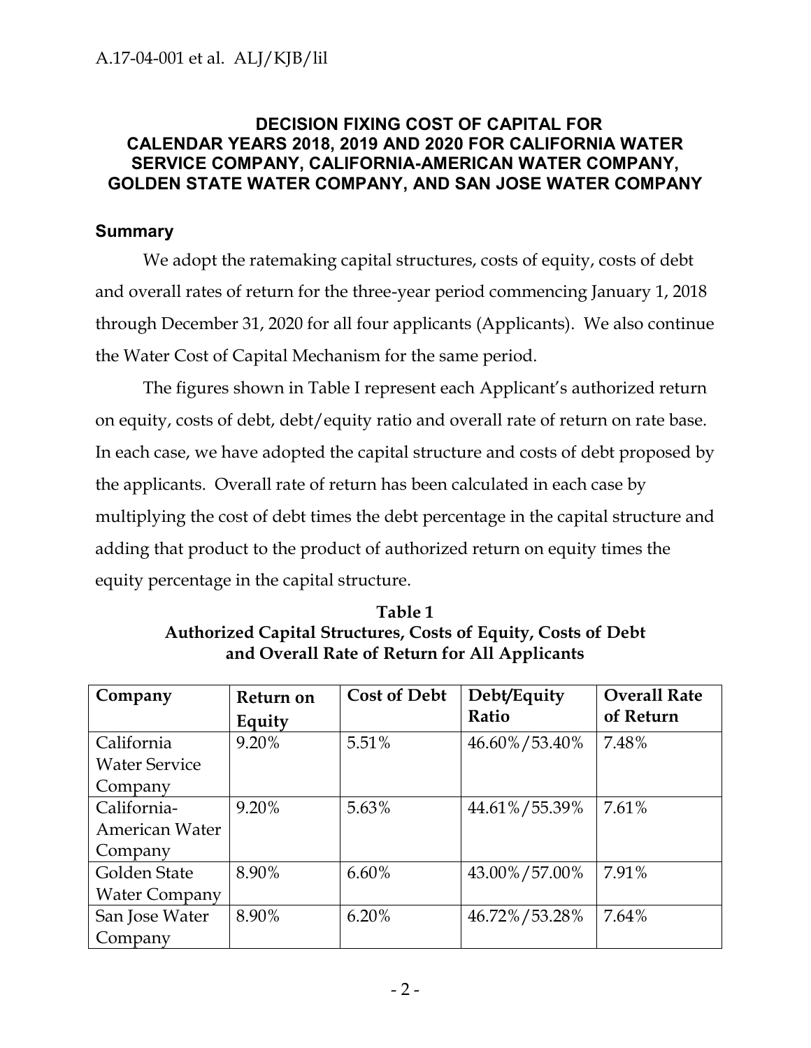# DECISION FIXING COST OF CAPITAL FOR CALENDAR YEARS 2018, 2019 AND 2020 FOR CALIFORNIA WATER SERVICE COMPANY, CALIFORNIA-AMERICAN WATER COMPANY, GOLDEN STATE WATER COMPANY, AND SAN JOSE WATER COMPANY

## Summary

We adopt the ratemaking capital structures, costs of equity, costs of debt and overall rates of return for the three-year period commencing January 1, 2018 through December 31, 2020 for all four applicants (Applicants). We also continue the Water Cost of Capital Mechanism for the same period.

The figures shown in Table I represent each Applicant's authorized return on equity, costs of debt, debt/equity ratio and overall rate of return on rate base. In each case, we have adopted the capital structure and costs of debt proposed by the applicants. Overall rate of return has been calculated in each case by multiplying the cost of debt times the debt percentage in the capital structure and adding that product to the product of authorized return on equity times the equity percentage in the capital structure.

**Table 1**
**Authorized Capital Structures, Costs of Equity, Costs of Debt and Overall Rate of Return for All Applicants**

| Company | Return on Equity | Cost of Debt | Debt/Equity Ratio | Overall Rate of Return |
|---|---|---|---|---|
| California Water Service Company | 9.20% | 5.51% | 46.60%/53.40% | 7.48% |
| California-American Water Company | 9.20% | 5.63% | 44.61%/55.39% | 7.61% |
| Golden State Water Company | 8.90% | 6.60% | 43.00%/57.00% | 7.91% |
| San Jose Water Company | 8.90% | 6.20% | 46.72%/53.28% | 7.64% |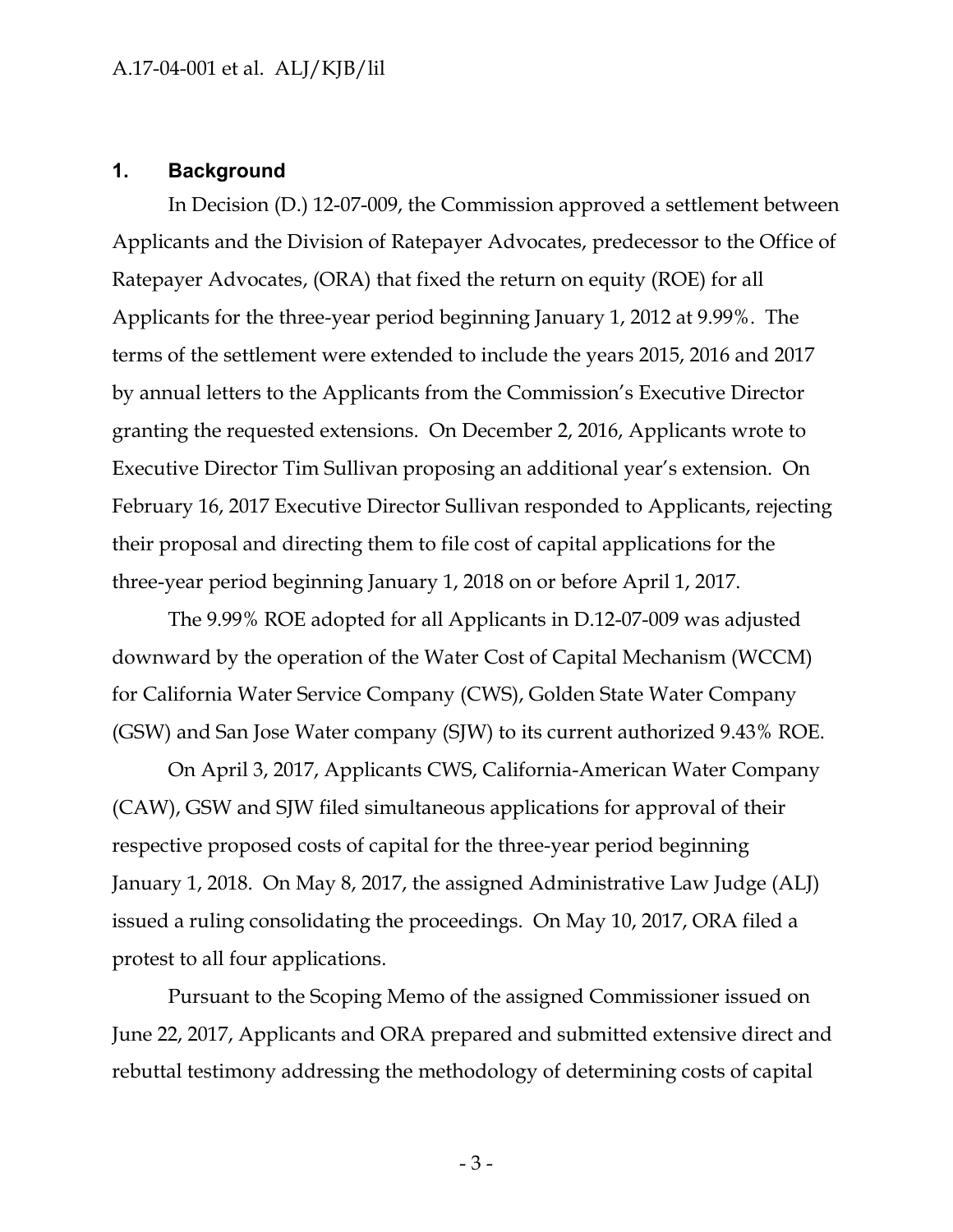## 1. Background

In Decision (D.) 12-07-009, the Commission approved a settlement between Applicants and the Division of Ratepayer Advocates, predecessor to the Office of Ratepayer Advocates, (ORA) that fixed the return on equity (ROE) for all Applicants for the three-year period beginning January 1, 2012 at 9.99%. The terms of the settlement were extended to include the years 2015, 2016 and 2017 by annual letters to the Applicants from the Commission's Executive Director granting the requested extensions. On December 2, 2016, Applicants wrote to Executive Director Tim Sullivan proposing an additional year's extension. On February 16, 2017 Executive Director Sullivan responded to Applicants, rejecting their proposal and directing them to file cost of capital applications for the three-year period beginning January 1, 2018 on or before April 1, 2017.

The 9.99% ROE adopted for all Applicants in D.12-07-009 was adjusted downward by the operation of the Water Cost of Capital Mechanism (WCCM) for California Water Service Company (CWS), Golden State Water Company (GSW) and San Jose Water company (SJW) to its current authorized 9.43% ROE.

On April 3, 2017, Applicants CWS, California-American Water Company (CAW), GSW and SJW filed simultaneous applications for approval of their respective proposed costs of capital for the three-year period beginning January 1, 2018. On May 8, 2017, the assigned Administrative Law Judge (ALJ) issued a ruling consolidating the proceedings. On May 10, 2017, ORA filed a protest to all four applications.

Pursuant to the Scoping Memo of the assigned Commissioner issued on June 22, 2017, Applicants and ORA prepared and submitted extensive direct and rebuttal testimony addressing the methodology of determining costs of capital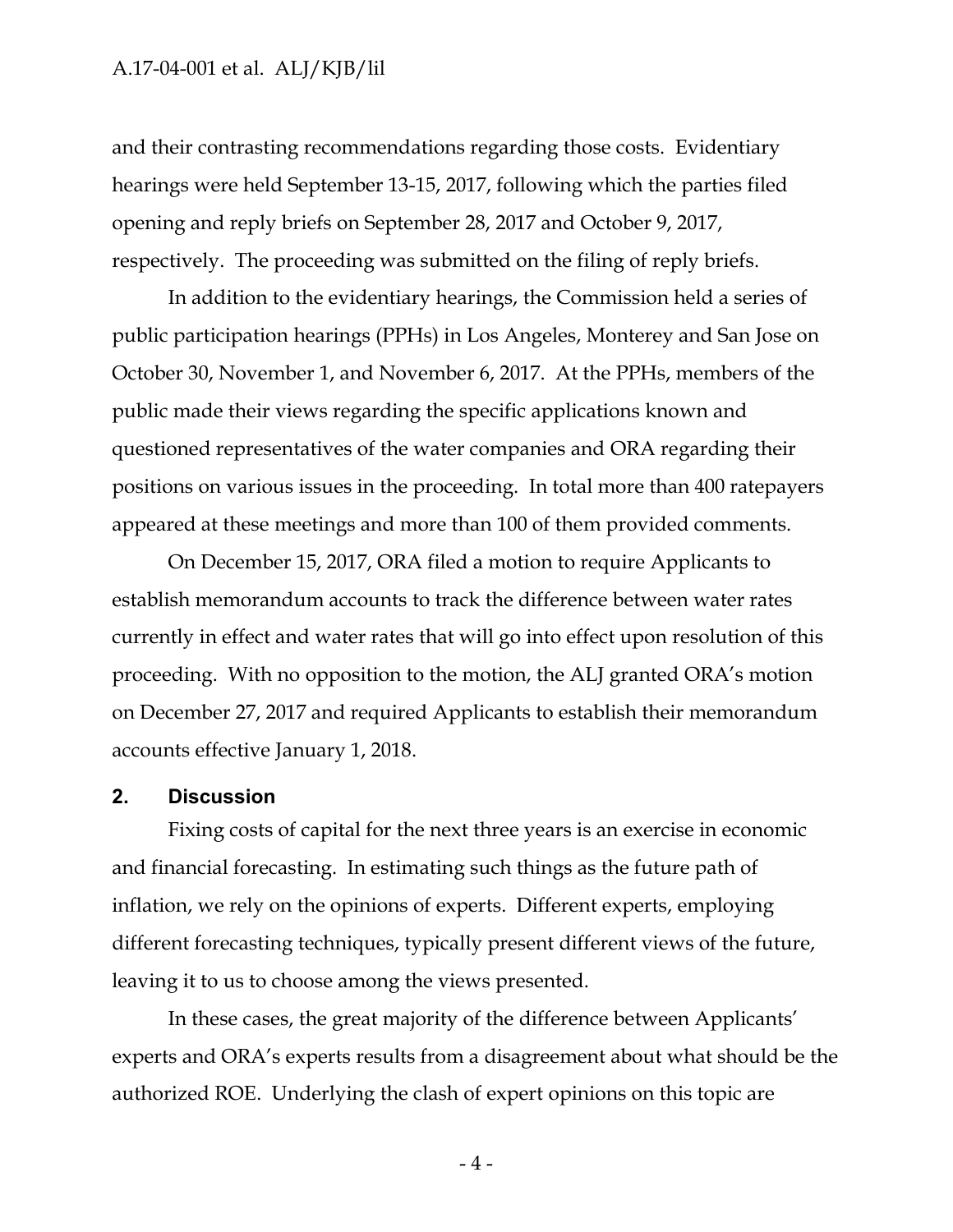and their contrasting recommendations regarding those costs. Evidentiary hearings were held September 13-15, 2017, following which the parties filed opening and reply briefs on September 28, 2017 and October 9, 2017, respectively. The proceeding was submitted on the filing of reply briefs.

In addition to the evidentiary hearings, the Commission held a series of public participation hearings (PPHs) in Los Angeles, Monterey and San Jose on October 30, November 1, and November 6, 2017. At the PPHs, members of the public made their views regarding the specific applications known and questioned representatives of the water companies and ORA regarding their positions on various issues in the proceeding. In total more than 400 ratepayers appeared at these meetings and more than 100 of them provided comments.

On December 15, 2017, ORA filed a motion to require Applicants to establish memorandum accounts to track the difference between water rates currently in effect and water rates that will go into effect upon resolution of this proceeding. With no opposition to the motion, the ALJ granted ORA's motion on December 27, 2017 and required Applicants to establish their memorandum accounts effective January 1, 2018.

## 2. Discussion

Fixing costs of capital for the next three years is an exercise in economic and financial forecasting. In estimating such things as the future path of inflation, we rely on the opinions of experts. Different experts, employing different forecasting techniques, typically present different views of the future, leaving it to us to choose among the views presented.

In these cases, the great majority of the difference between Applicants' experts and ORA's experts results from a disagreement about what should be the authorized ROE. Underlying the clash of expert opinions on this topic are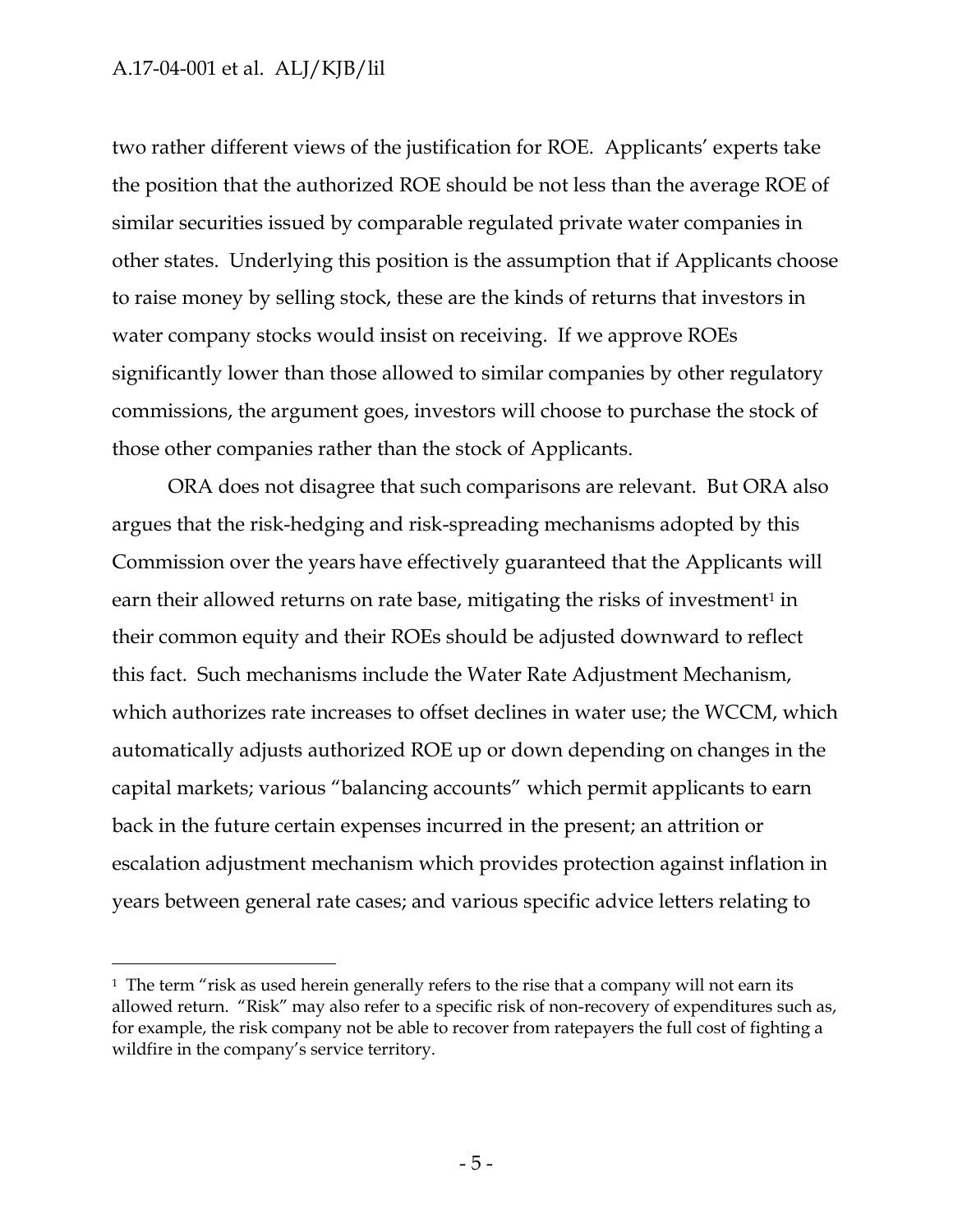two rather different views of the justification for ROE. Applicants' experts take the position that the authorized ROE should be not less than the average ROE of similar securities issued by comparable regulated private water companies in other states. Underlying this position is the assumption that if Applicants choose to raise money by selling stock, these are the kinds of returns that investors in water company stocks would insist on receiving. If we approve ROEs significantly lower than those allowed to similar companies by other regulatory commissions, the argument goes, investors will choose to purchase the stock of those other companies rather than the stock of Applicants.

ORA does not disagree that such comparisons are relevant. But ORA also argues that the risk-hedging and risk-spreading mechanisms adopted by this Commission over the years have effectively guaranteed that the Applicants will earn their allowed returns on rate base, mitigating the risks of investment[1] in their common equity and their ROEs should be adjusted downward to reflect this fact. Such mechanisms include the Water Rate Adjustment Mechanism, which authorizes rate increases to offset declines in water use; the WCCM, which automatically adjusts authorized ROE up or down depending on changes in the capital markets; various "balancing accounts" which permit applicants to earn back in the future certain expenses incurred in the present; an attrition or escalation adjustment mechanism which provides protection against inflation in years between general rate cases; and various specific advice letters relating to

[1] The term "risk as used herein generally refers to the rise that a company will not earn its allowed return. "Risk" may also refer to a specific risk of non-recovery of expenditures such as, for example, the risk company not be able to recover from ratepayers the full cost of fighting a wildfire in the company's service territory.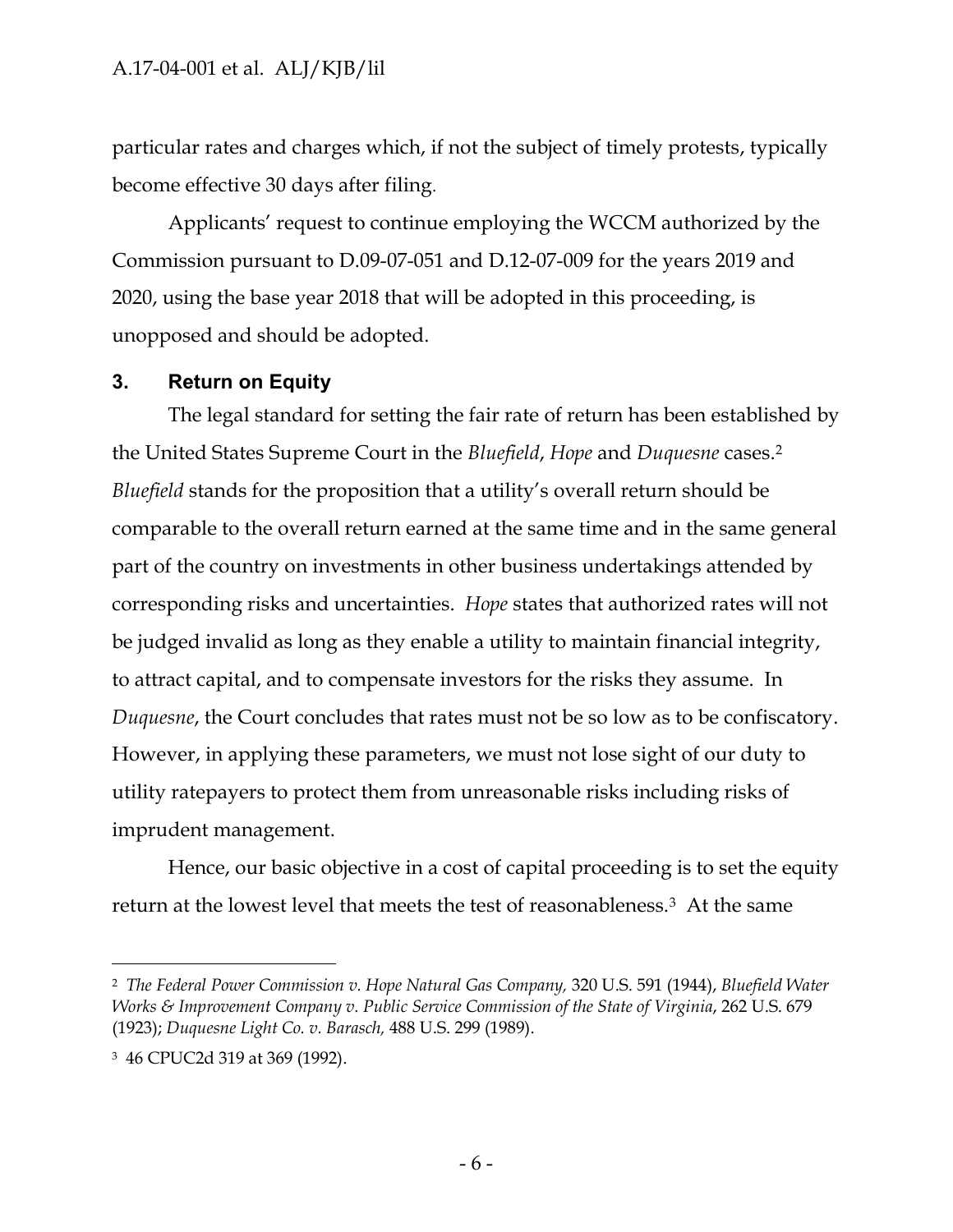particular rates and charges which, if not the subject of timely protests, typically become effective 30 days after filing.

Applicants' request to continue employing the WCCM authorized by the Commission pursuant to D.09-07-051 and D.12-07-009 for the years 2019 and 2020, using the base year 2018 that will be adopted in this proceeding, is unopposed and should be adopted.

## 3. Return on Equity

The legal standard for setting the fair rate of return has been established by the United States Supreme Court in the *Bluefield*, *Hope* and *Duquesne* cases.[2] *Bluefield* stands for the proposition that a utility's overall return should be comparable to the overall return earned at the same time and in the same general part of the country on investments in other business undertakings attended by corresponding risks and uncertainties. *Hope* states that authorized rates will not be judged invalid as long as they enable a utility to maintain financial integrity, to attract capital, and to compensate investors for the risks they assume. In *Duquesne*, the Court concludes that rates must not be so low as to be confiscatory. However, in applying these parameters, we must not lose sight of our duty to utility ratepayers to protect them from unreasonable risks including risks of imprudent management.

Hence, our basic objective in a cost of capital proceeding is to set the equity return at the lowest level that meets the test of reasonableness.[3] At the same

---

[2] *The Federal Power Commission v. Hope Natural Gas Company,* 320 U.S. 591 (1944), *Bluefield Water Works & Improvement Company v. Public Service Commission of the State of Virginia*, 262 U.S. 679 (1923); *Duquesne Light Co. v. Barasch,* 488 U.S. 299 (1989).

[3] 46 CPUC2d 319 at 369 (1992).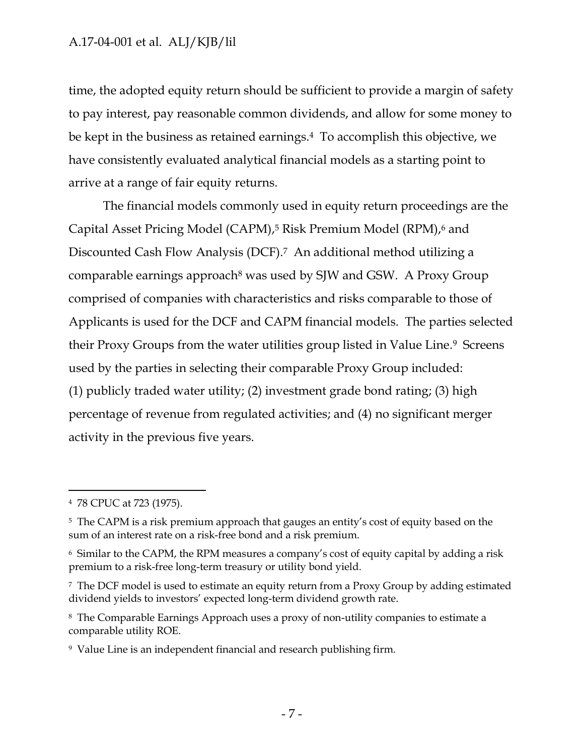time, the adopted equity return should be sufficient to provide a margin of safety to pay interest, pay reasonable common dividends, and allow for some money to be kept in the business as retained earnings.[4] To accomplish this objective, we have consistently evaluated analytical financial models as a starting point to arrive at a range of fair equity returns.

The financial models commonly used in equity return proceedings are the Capital Asset Pricing Model (CAPM),[5] Risk Premium Model (RPM),[6] and Discounted Cash Flow Analysis (DCF).[7] An additional method utilizing a comparable earnings approach[8] was used by SJW and GSW. A Proxy Group comprised of companies with characteristics and risks comparable to those of Applicants is used for the DCF and CAPM financial models. The parties selected their Proxy Groups from the water utilities group listed in Value Line.[9] Screens used by the parties in selecting their comparable Proxy Group included: (1) publicly traded water utility; (2) investment grade bond rating; (3) high percentage of revenue from regulated activities; and (4) no significant merger activity in the previous five years.

---

[4] 78 CPUC at 723 (1975).

[5] The CAPM is a risk premium approach that gauges an entity's cost of equity based on the sum of an interest rate on a risk-free bond and a risk premium.

[6] Similar to the CAPM, the RPM measures a company's cost of equity capital by adding a risk premium to a risk-free long-term treasury or utility bond yield.

[7] The DCF model is used to estimate an equity return from a Proxy Group by adding estimated dividend yields to investors' expected long-term dividend growth rate.

[8] The Comparable Earnings Approach uses a proxy of non-utility companies to estimate a comparable utility ROE.

[9] Value Line is an independent financial and research publishing firm.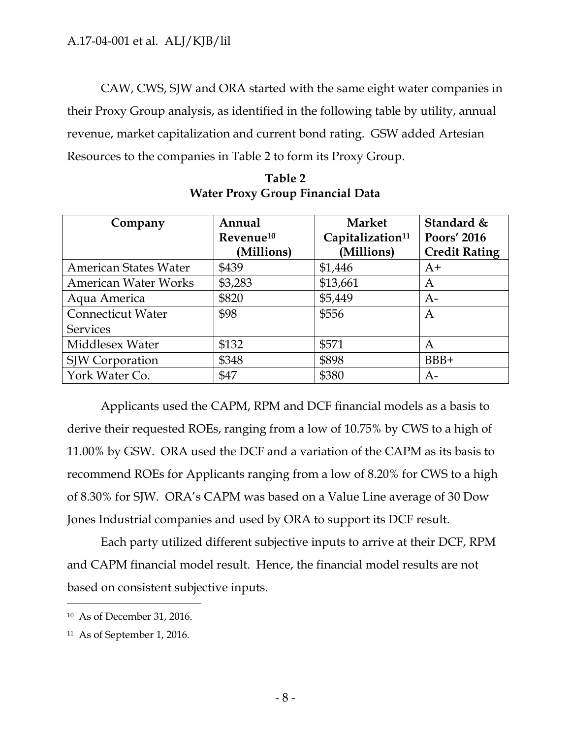CAW, CWS, SJW and ORA started with the same eight water companies in their Proxy Group analysis, as identified in the following table by utility, annual revenue, market capitalization and current bond rating. GSW added Artesian Resources to the companies in Table 2 to form its Proxy Group.

**Table 2**
**Water Proxy Group Financial Data**

| Company | Annual Revenue[10] (Millions) | Market Capitalization[11] (Millions) | Standard & Poors' 2016 Credit Rating |
|---|---|---|---|
| American States Water | $439 | $1,446 | A+ |
| American Water Works | $3,283 | $13,661 | A |
| Aqua America | $820 | $5,449 | A- |
| Connecticut Water Services | $98 | $556 | A |
| Middlesex Water | $132 | $571 | A |
| SJW Corporation | $348 | $898 | BBB+ |
| York Water Co. | $47 | $380 | A- |

Applicants used the CAPM, RPM and DCF financial models as a basis to derive their requested ROEs, ranging from a low of 10.75% by CWS to a high of 11.00% by GSW. ORA used the DCF and a variation of the CAPM as its basis to recommend ROEs for Applicants ranging from a low of 8.20% for CWS to a high of 8.30% for SJW. ORA's CAPM was based on a Value Line average of 30 Dow Jones Industrial companies and used by ORA to support its DCF result.

Each party utilized different subjective inputs to arrive at their DCF, RPM and CAPM financial model result. Hence, the financial model results are not based on consistent subjective inputs.

---

[10] As of December 31, 2016.

[11] As of September 1, 2016.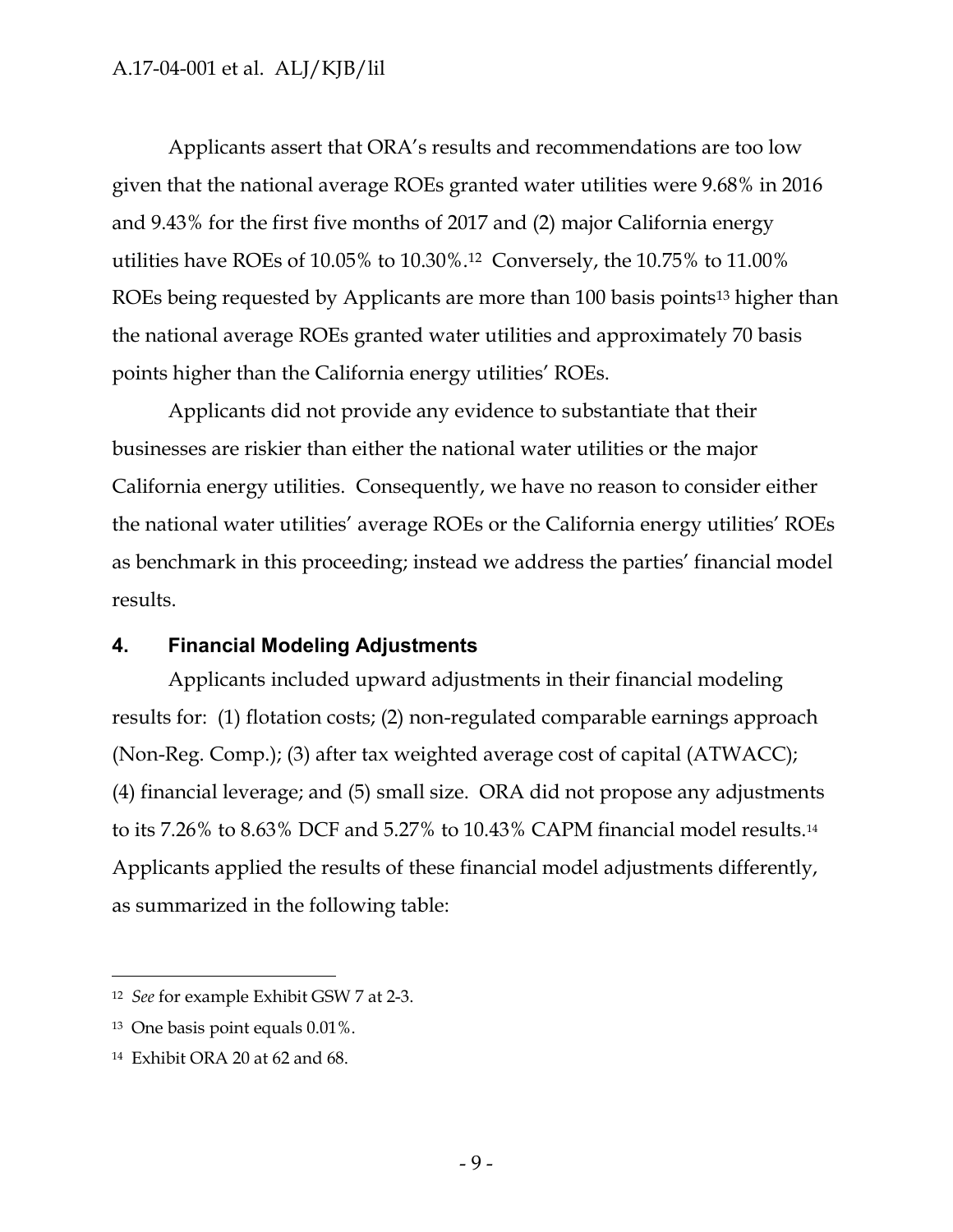Applicants assert that ORA's results and recommendations are too low given that the national average ROEs granted water utilities were 9.68% in 2016 and 9.43% for the first five months of 2017 and (2) major California energy utilities have ROEs of 10.05% to 10.30%.[12] Conversely, the 10.75% to 11.00% ROEs being requested by Applicants are more than 100 basis points[13] higher than the national average ROEs granted water utilities and approximately 70 basis points higher than the California energy utilities' ROEs.

Applicants did not provide any evidence to substantiate that their businesses are riskier than either the national water utilities or the major California energy utilities. Consequently, we have no reason to consider either the national water utilities' average ROEs or the California energy utilities' ROEs as benchmark in this proceeding; instead we address the parties' financial model results.

## 4. Financial Modeling Adjustments

Applicants included upward adjustments in their financial modeling results for: (1) flotation costs; (2) non-regulated comparable earnings approach (Non-Reg. Comp.); (3) after tax weighted average cost of capital (ATWACC); (4) financial leverage; and (5) small size. ORA did not propose any adjustments to its 7.26% to 8.63% DCF and 5.27% to 10.43% CAPM financial model results.[14] Applicants applied the results of these financial model adjustments differently, as summarized in the following table:

---

[12] *See* for example Exhibit GSW 7 at 2-3.

[13] One basis point equals 0.01%.

[14] Exhibit ORA 20 at 62 and 68.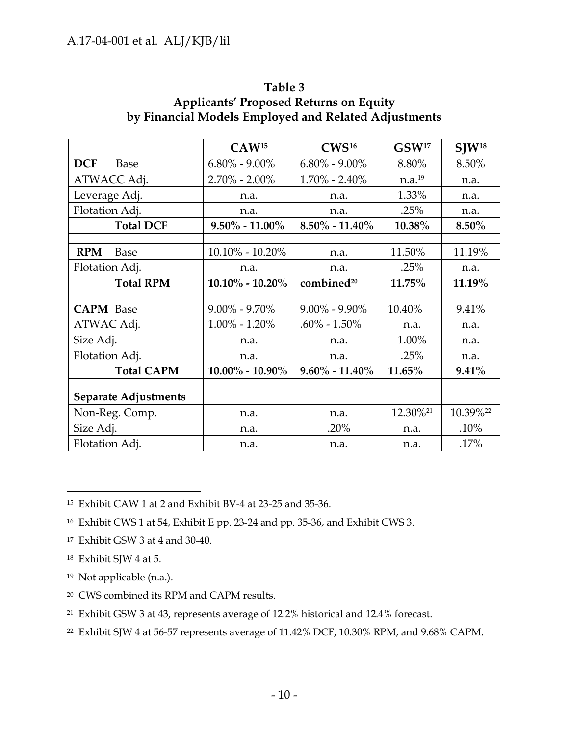**Table 3**
**Applicants' Proposed Returns on Equity by Financial Models Employed and Related Adjustments**

| | CAW[15] | CWS[16] | GSW[17] | SJW[18] |
|---|---|---|---|---|
| **DCF** Base | 6.80% - 9.00% | 6.80% - 9.00% | 8.80% | 8.50% |
| ATWACC Adj. | 2.70% - 2.00% | 1.70% - 2.40% | n.a.[19] | n.a. |
| Leverage Adj. | n.a. | n.a. | 1.33% | n.a. |
| Flotation Adj. | n.a. | n.a. | .25% | n.a. |
| **Total DCF** | **9.50% - 11.00%** | **8.50% - 11.40%** | **10.38%** | **8.50%** |
| | | | | |
| **RPM** Base | 10.10% - 10.20% | n.a. | 11.50% | 11.19% |
| Flotation Adj. | n.a. | n.a. | .25% | n.a. |
| **Total RPM** | **10.10% - 10.20%** | **combined[20]** | **11.75%** | **11.19%** |
| | | | | |
| **CAPM** Base | 9.00% - 9.70% | 9.00% - 9.90% | 10.40% | 9.41% |
| ATWAC Adj. | 1.00% - 1.20% | .60% - 1.50% | n.a. | n.a. |
| Size Adj. | n.a. | n.a. | 1.00% | n.a. |
| Flotation Adj. | n.a. | n.a. | .25% | n.a. |
| **Total CAPM** | **10.00% - 10.90%** | **9.60% - 11.40%** | **11.65%** | **9.41%** |
| | | | | |
| **Separate Adjustments** | | | | |
| Non-Reg. Comp. | n.a. | n.a. | 12.30%[21] | 10.39%[22] |
| Size Adj. | n.a. | .20% | n.a. | .10% |
| Flotation Adj. | n.a. | n.a. | n.a. | .17% |

---

[15] Exhibit CAW 1 at 2 and Exhibit BV-4 at 23-25 and 35-36.

[16] Exhibit CWS 1 at 54, Exhibit E pp. 23-24 and pp. 35-36, and Exhibit CWS 3.

[17] Exhibit GSW 3 at 4 and 30-40.

[18] Exhibit SJW 4 at 5.

[19] Not applicable (n.a.).

[20] CWS combined its RPM and CAPM results.

[21] Exhibit GSW 3 at 43, represents average of 12.2% historical and 12.4% forecast.

[22] Exhibit SJW 4 at 56-57 represents average of 11.42% DCF, 10.30% RPM, and 9.68% CAPM.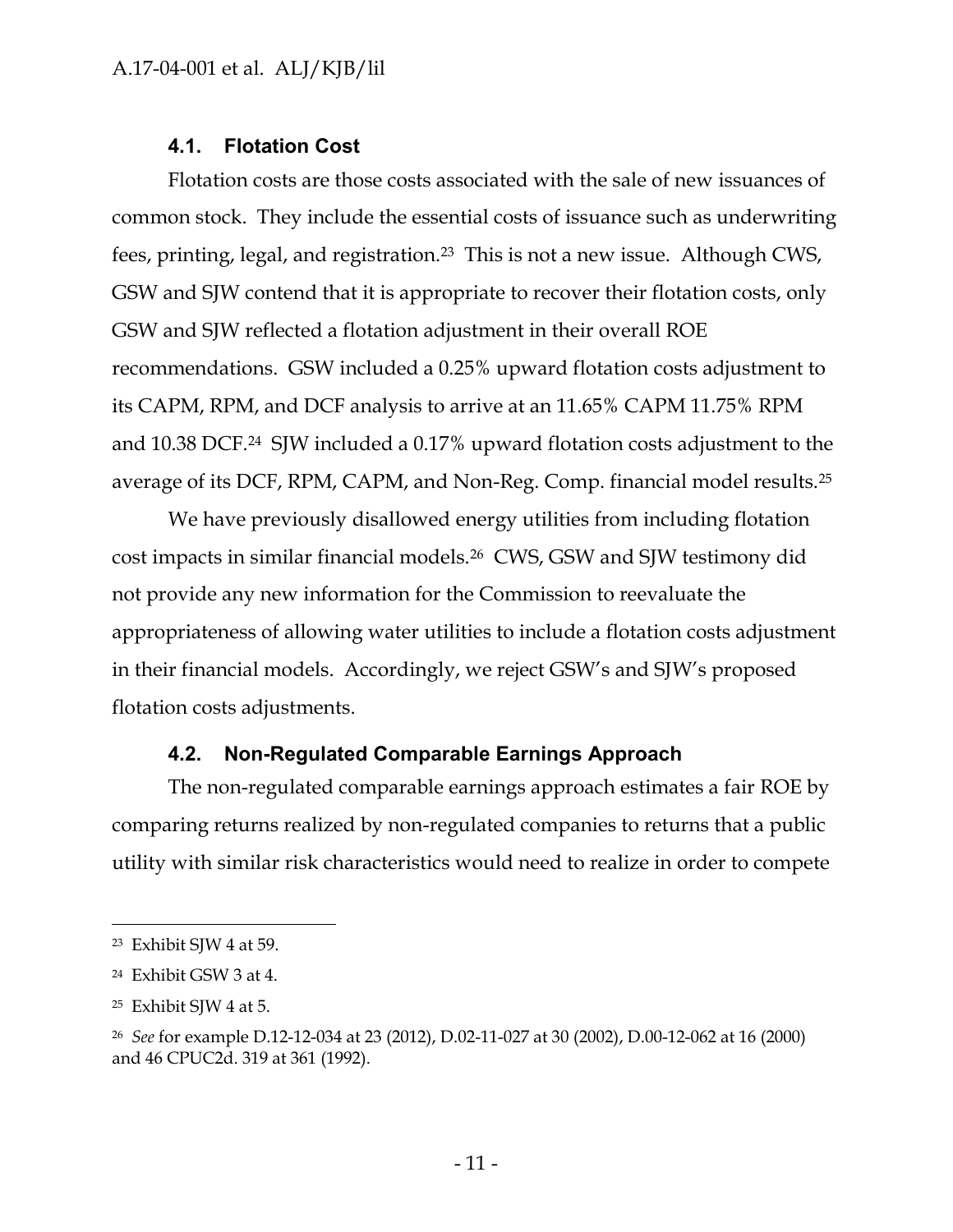### 4.1. Flotation Cost

Flotation costs are those costs associated with the sale of new issuances of common stock. They include the essential costs of issuance such as underwriting fees, printing, legal, and registration.[23] This is not a new issue. Although CWS, GSW and SJW contend that it is appropriate to recover their flotation costs, only GSW and SJW reflected a flotation adjustment in their overall ROE recommendations. GSW included a 0.25% upward flotation costs adjustment to its CAPM, RPM, and DCF analysis to arrive at an 11.65% CAPM 11.75% RPM and 10.38 DCF.[24] SJW included a 0.17% upward flotation costs adjustment to the average of its DCF, RPM, CAPM, and Non-Reg. Comp. financial model results.[25]

We have previously disallowed energy utilities from including flotation cost impacts in similar financial models.[26] CWS, GSW and SJW testimony did not provide any new information for the Commission to reevaluate the appropriateness of allowing water utilities to include a flotation costs adjustment in their financial models. Accordingly, we reject GSW's and SJW's proposed flotation costs adjustments.

### 4.2. Non-Regulated Comparable Earnings Approach

The non-regulated comparable earnings approach estimates a fair ROE by comparing returns realized by non-regulated companies to returns that a public utility with similar risk characteristics would need to realize in order to compete

---

[23] Exhibit SJW 4 at 59.

[24] Exhibit GSW 3 at 4.

[25] Exhibit SJW 4 at 5.

[26] *See* for example D.12-12-034 at 23 (2012), D.02-11-027 at 30 (2002), D.00-12-062 at 16 (2000) and 46 CPUC2d. 319 at 361 (1992).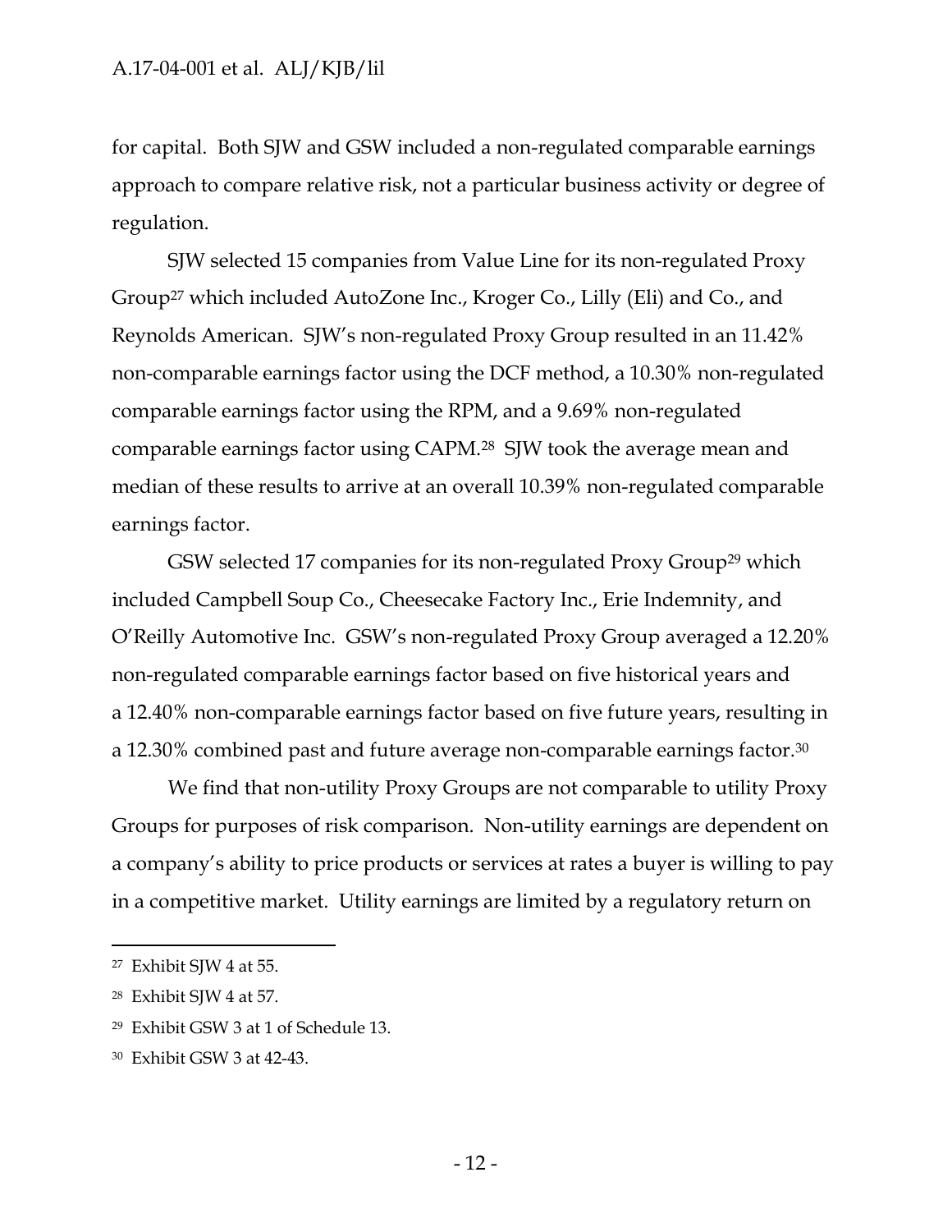for capital. Both SJW and GSW included a non-regulated comparable earnings approach to compare relative risk, not a particular business activity or degree of regulation.

SJW selected 15 companies from Value Line for its non-regulated Proxy Group[27] which included AutoZone Inc., Kroger Co., Lilly (Eli) and Co., and Reynolds American. SJW's non-regulated Proxy Group resulted in an 11.42% non-comparable earnings factor using the DCF method, a 10.30% non-regulated comparable earnings factor using the RPM, and a 9.69% non-regulated comparable earnings factor using CAPM.[28] SJW took the average mean and median of these results to arrive at an overall 10.39% non-regulated comparable earnings factor.

GSW selected 17 companies for its non-regulated Proxy Group[29] which included Campbell Soup Co., Cheesecake Factory Inc., Erie Indemnity, and O'Reilly Automotive Inc. GSW's non-regulated Proxy Group averaged a 12.20% non-regulated comparable earnings factor based on five historical years and a 12.40% non-comparable earnings factor based on five future years, resulting in a 12.30% combined past and future average non-comparable earnings factor.[30]

We find that non-utility Proxy Groups are not comparable to utility Proxy Groups for purposes of risk comparison. Non-utility earnings are dependent on a company's ability to price products or services at rates a buyer is willing to pay in a competitive market. Utility earnings are limited by a regulatory return on

---

[27] Exhibit SJW 4 at 55.

[28] Exhibit SJW 4 at 57.

[29] Exhibit GSW 3 at 1 of Schedule 13.

[30] Exhibit GSW 3 at 42-43.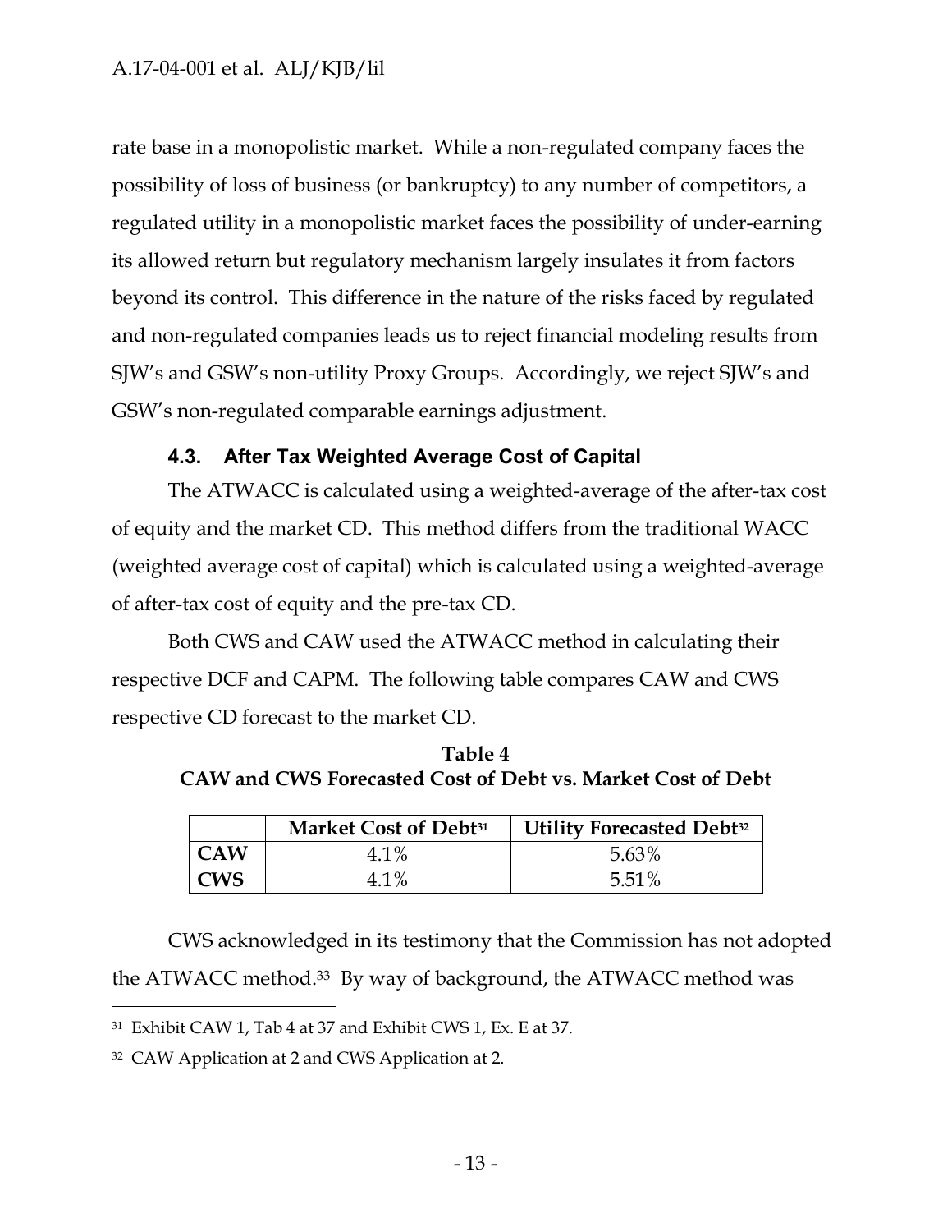rate base in a monopolistic market. While a non-regulated company faces the possibility of loss of business (or bankruptcy) to any number of competitors, a regulated utility in a monopolistic market faces the possibility of under-earning its allowed return but regulatory mechanism largely insulates it from factors beyond its control. This difference in the nature of the risks faced by regulated and non-regulated companies leads us to reject financial modeling results from SJW's and GSW's non-utility Proxy Groups. Accordingly, we reject SJW's and GSW's non-regulated comparable earnings adjustment.

### 4.3. After Tax Weighted Average Cost of Capital

The ATWACC is calculated using a weighted-average of the after-tax cost of equity and the market CD. This method differs from the traditional WACC (weighted average cost of capital) which is calculated using a weighted-average of after-tax cost of equity and the pre-tax CD.

Both CWS and CAW used the ATWACC method in calculating their respective DCF and CAPM. The following table compares CAW and CWS respective CD forecast to the market CD.

**Table 4**
**CAW and CWS Forecasted Cost of Debt vs. Market Cost of Debt**

| | Market Cost of Debt[31] | Utility Forecasted Debt[32] |
|---|---|---|
| **CAW** | 4.1% | 5.63% |
| **CWS** | 4.1% | 5.51% |

CWS acknowledged in its testimony that the Commission has not adopted the ATWACC method.[33] By way of background, the ATWACC method was

---

[31] Exhibit CAW 1, Tab 4 at 37 and Exhibit CWS 1, Ex. E at 37.

[32] CAW Application at 2 and CWS Application at 2.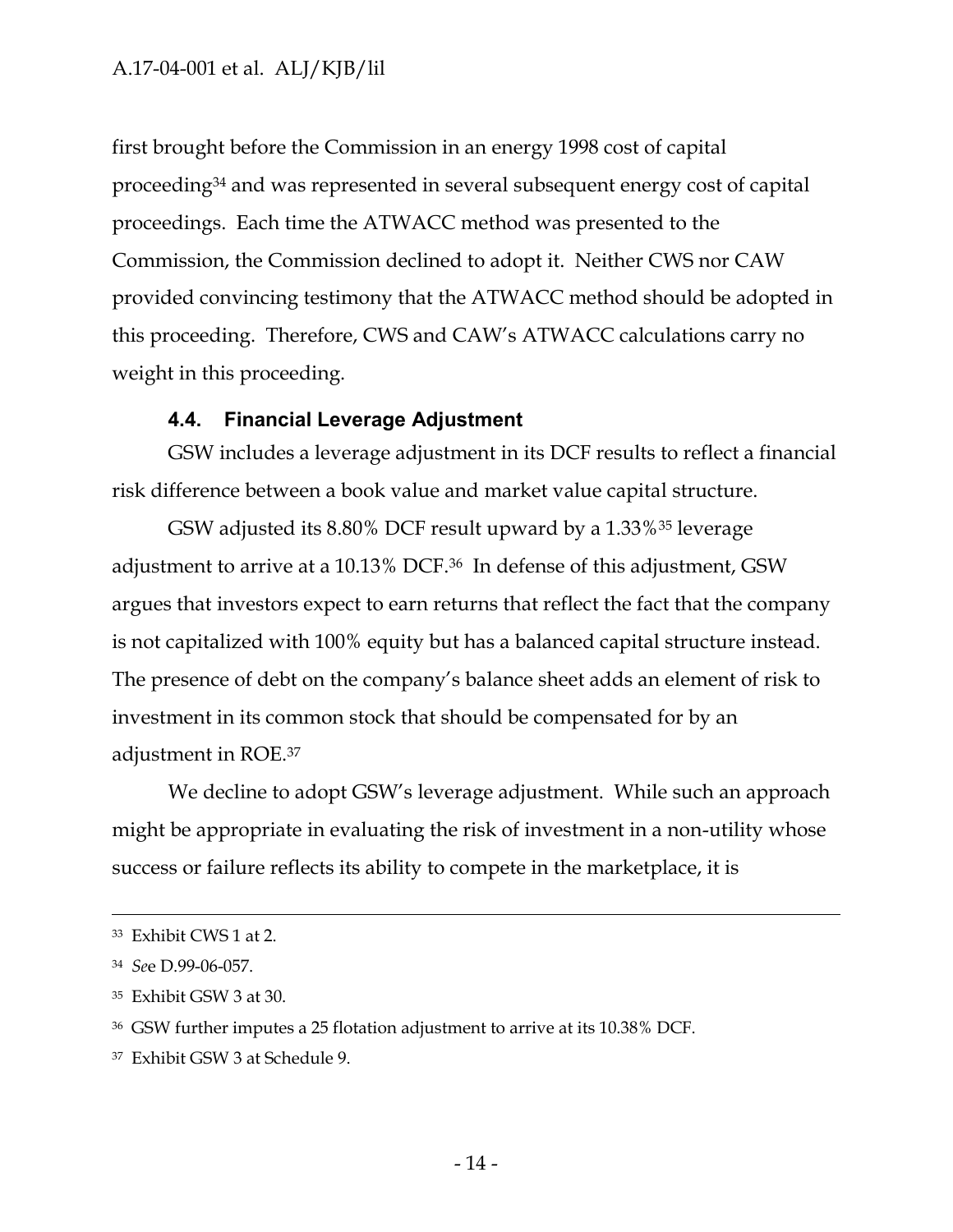first brought before the Commission in an energy 1998 cost of capital proceeding[34] and was represented in several subsequent energy cost of capital proceedings. Each time the ATWACC method was presented to the Commission, the Commission declined to adopt it. Neither CWS nor CAW provided convincing testimony that the ATWACC method should be adopted in this proceeding. Therefore, CWS and CAW's ATWACC calculations carry no weight in this proceeding.

### 4.4. Financial Leverage Adjustment

GSW includes a leverage adjustment in its DCF results to reflect a financial risk difference between a book value and market value capital structure.

GSW adjusted its 8.80% DCF result upward by a 1.33%[35] leverage adjustment to arrive at a 10.13% DCF.[36] In defense of this adjustment, GSW argues that investors expect to earn returns that reflect the fact that the company is not capitalized with 100% equity but has a balanced capital structure instead. The presence of debt on the company's balance sheet adds an element of risk to investment in its common stock that should be compensated for by an adjustment in ROE.[37]

We decline to adopt GSW's leverage adjustment. While such an approach might be appropriate in evaluating the risk of investment in a non-utility whose success or failure reflects its ability to compete in the marketplace, it is

---

[33] Exhibit CWS 1 at 2.

[34] *See* D.99-06-057.

[35] Exhibit GSW 3 at 30.

[36] GSW further imputes a 25 flotation adjustment to arrive at its 10.38% DCF.

[37] Exhibit GSW 3 at Schedule 9.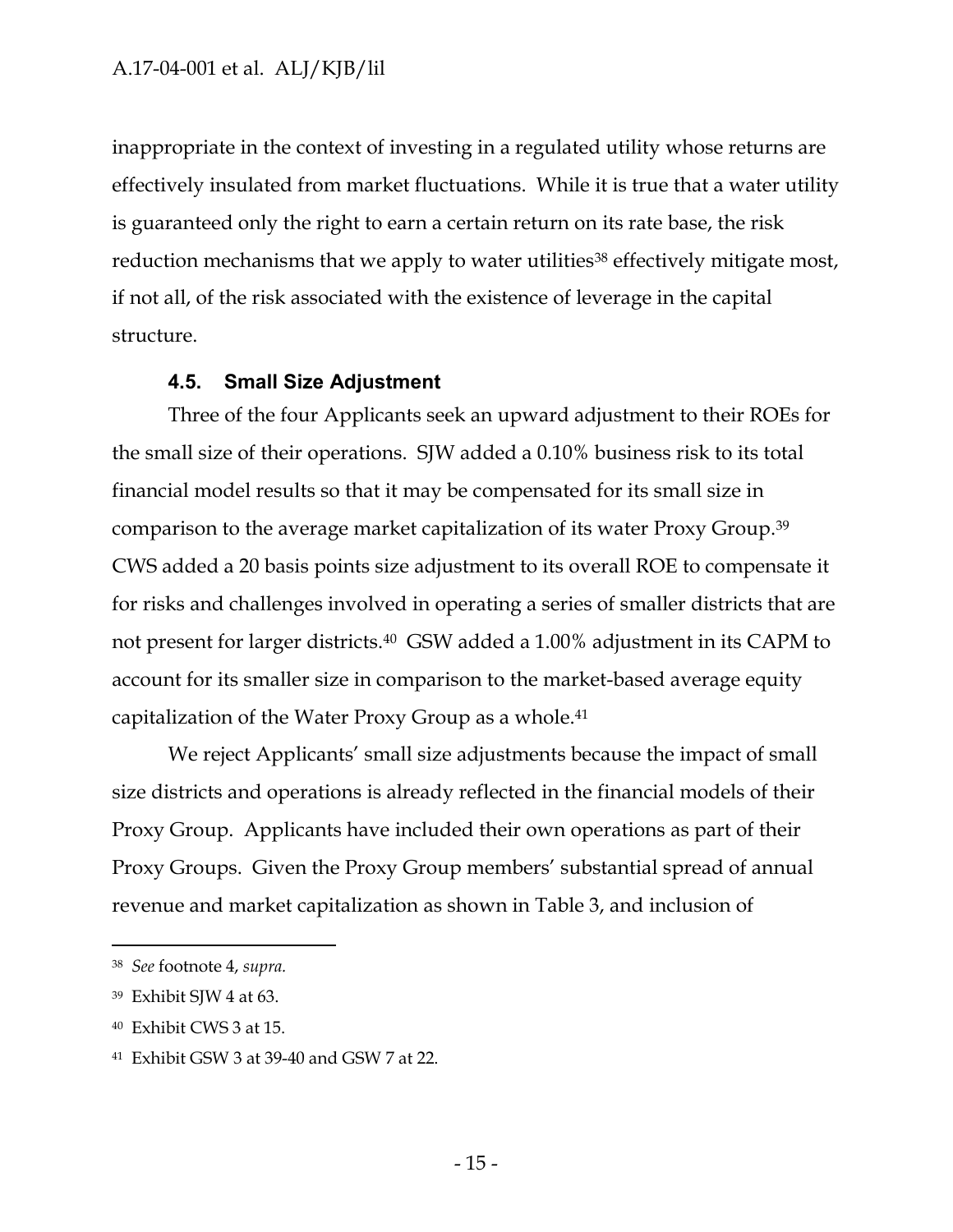inappropriate in the context of investing in a regulated utility whose returns are effectively insulated from market fluctuations. While it is true that a water utility is guaranteed only the right to earn a certain return on its rate base, the risk reduction mechanisms that we apply to water utilities[38] effectively mitigate most, if not all, of the risk associated with the existence of leverage in the capital structure.

### 4.5. Small Size Adjustment

Three of the four Applicants seek an upward adjustment to their ROEs for the small size of their operations. SJW added a 0.10% business risk to its total financial model results so that it may be compensated for its small size in comparison to the average market capitalization of its water Proxy Group.[39] CWS added a 20 basis points size adjustment to its overall ROE to compensate it for risks and challenges involved in operating a series of smaller districts that are not present for larger districts.[40] GSW added a 1.00% adjustment in its CAPM to account for its smaller size in comparison to the market-based average equity capitalization of the Water Proxy Group as a whole.[41]

We reject Applicants' small size adjustments because the impact of small size districts and operations is already reflected in the financial models of their Proxy Group. Applicants have included their own operations as part of their Proxy Groups. Given the Proxy Group members' substantial spread of annual revenue and market capitalization as shown in Table 3, and inclusion of

---

[38] *See* footnote 4, *supra.*

[39] Exhibit SJW 4 at 63.

[40] Exhibit CWS 3 at 15.

[41] Exhibit GSW 3 at 39-40 and GSW 7 at 22.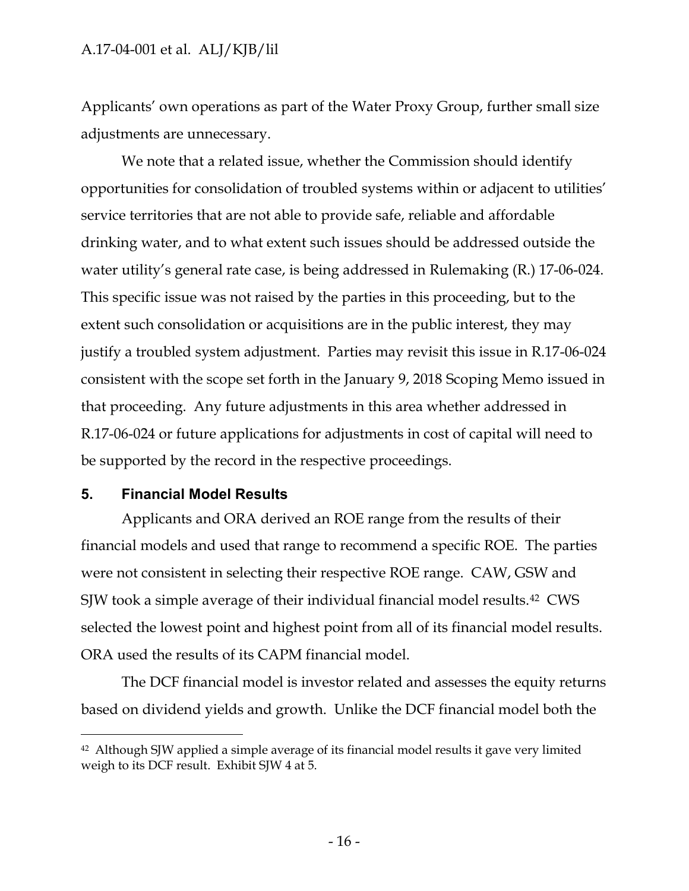Applicants' own operations as part of the Water Proxy Group, further small size adjustments are unnecessary.

We note that a related issue, whether the Commission should identify opportunities for consolidation of troubled systems within or adjacent to utilities' service territories that are not able to provide safe, reliable and affordable drinking water, and to what extent such issues should be addressed outside the water utility's general rate case, is being addressed in Rulemaking (R.) 17-06-024. This specific issue was not raised by the parties in this proceeding, but to the extent such consolidation or acquisitions are in the public interest, they may justify a troubled system adjustment. Parties may revisit this issue in R.17-06-024 consistent with the scope set forth in the January 9, 2018 Scoping Memo issued in that proceeding. Any future adjustments in this area whether addressed in R.17-06-024 or future applications for adjustments in cost of capital will need to be supported by the record in the respective proceedings.

## 5. Financial Model Results

Applicants and ORA derived an ROE range from the results of their financial models and used that range to recommend a specific ROE. The parties were not consistent in selecting their respective ROE range. CAW, GSW and SJW took a simple average of their individual financial model results.[42] CWS selected the lowest point and highest point from all of its financial model results. ORA used the results of its CAPM financial model.

The DCF financial model is investor related and assesses the equity returns based on dividend yields and growth. Unlike the DCF financial model both the

---

[42] Although SJW applied a simple average of its financial model results it gave very limited weigh to its DCF result. Exhibit SJW 4 at 5.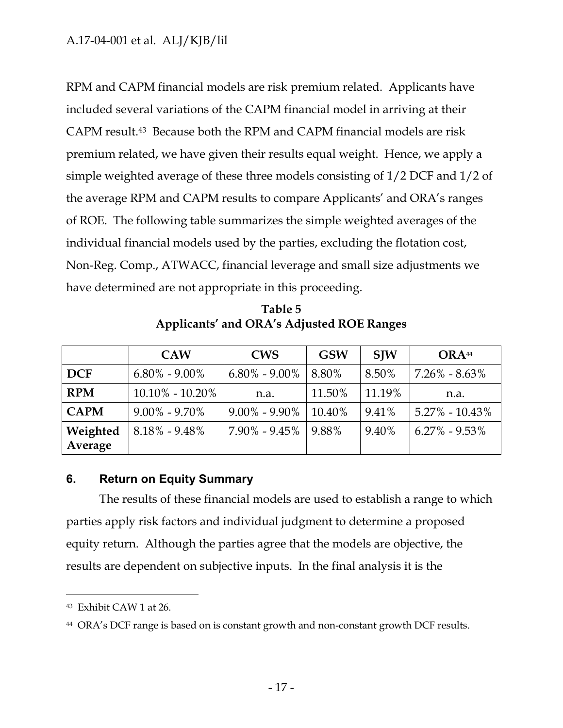RPM and CAPM financial models are risk premium related. Applicants have included several variations of the CAPM financial model in arriving at their CAPM result.[43] Because both the RPM and CAPM financial models are risk premium related, we have given their results equal weight. Hence, we apply a simple weighted average of these three models consisting of 1/2 DCF and 1/2 of the average RPM and CAPM results to compare Applicants' and ORA's ranges of ROE. The following table summarizes the simple weighted averages of the individual financial models used by the parties, excluding the flotation cost, Non-Reg. Comp., ATWACC, financial leverage and small size adjustments we have determined are not appropriate in this proceeding.

**Table 5**
**Applicants' and ORA's Adjusted ROE Ranges**

| | CAW | CWS | GSW | SJW | ORA[44] |
|---|---|---|---|---|---|
| **DCF** | 6.80% - 9.00% | 6.80% - 9.00% | 8.80% | 8.50% | 7.26% - 8.63% |
| **RPM** | 10.10% - 10.20% | n.a. | 11.50% | 11.19% | n.a. |
| **CAPM** | 9.00% - 9.70% | 9.00% - 9.90% | 10.40% | 9.41% | 5.27% - 10.43% |
| **Weighted Average** | 8.18% - 9.48% | 7.90% - 9.45% | 9.88% | 9.40% | 6.27% - 9.53% |

## 6. Return on Equity Summary

The results of these financial models are used to establish a range to which parties apply risk factors and individual judgment to determine a proposed equity return. Although the parties agree that the models are objective, the results are dependent on subjective inputs. In the final analysis it is the

[43] Exhibit CAW 1 at 26.

[44] ORA's DCF range is based on is constant growth and non-constant growth DCF results.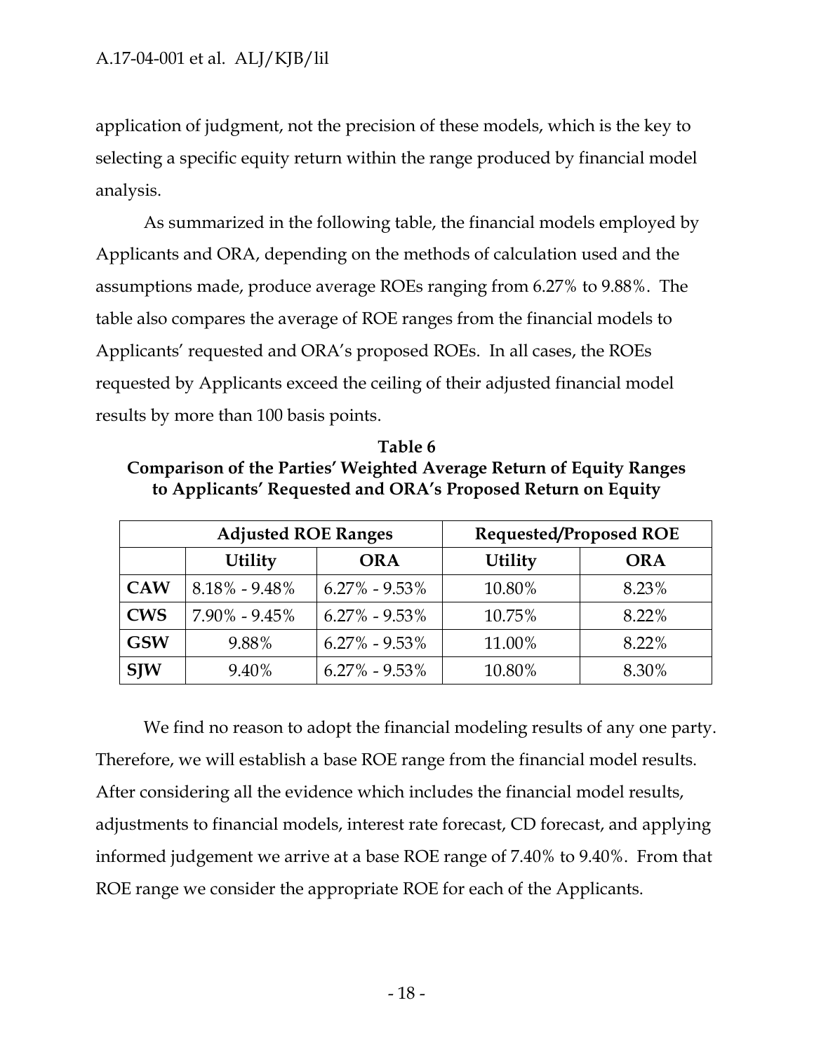application of judgment, not the precision of these models, which is the key to selecting a specific equity return within the range produced by financial model analysis.

As summarized in the following table, the financial models employed by Applicants and ORA, depending on the methods of calculation used and the assumptions made, produce average ROEs ranging from 6.27% to 9.88%. The table also compares the average of ROE ranges from the financial models to Applicants' requested and ORA's proposed ROEs. In all cases, the ROEs requested by Applicants exceed the ceiling of their adjusted financial model results by more than 100 basis points.

**Table 6**
**Comparison of the Parties' Weighted Average Return of Equity Ranges to Applicants' Requested and ORA's Proposed Return on Equity**

| | Adjusted ROE Ranges | | Requested/Proposed ROE | |
|---|---|---|---|---|
| | **Utility** | **ORA** | **Utility** | **ORA** |
| **CAW** | 8.18% - 9.48% | 6.27% - 9.53% | 10.80% | 8.23% |
| **CWS** | 7.90% - 9.45% | 6.27% - 9.53% | 10.75% | 8.22% |
| **GSW** | 9.88% | 6.27% - 9.53% | 11.00% | 8.22% |
| **SJW** | 9.40% | 6.27% - 9.53% | 10.80% | 8.30% |

We find no reason to adopt the financial modeling results of any one party. Therefore, we will establish a base ROE range from the financial model results. After considering all the evidence which includes the financial model results, adjustments to financial models, interest rate forecast, CD forecast, and applying informed judgement we arrive at a base ROE range of 7.40% to 9.40%. From that ROE range we consider the appropriate ROE for each of the Applicants.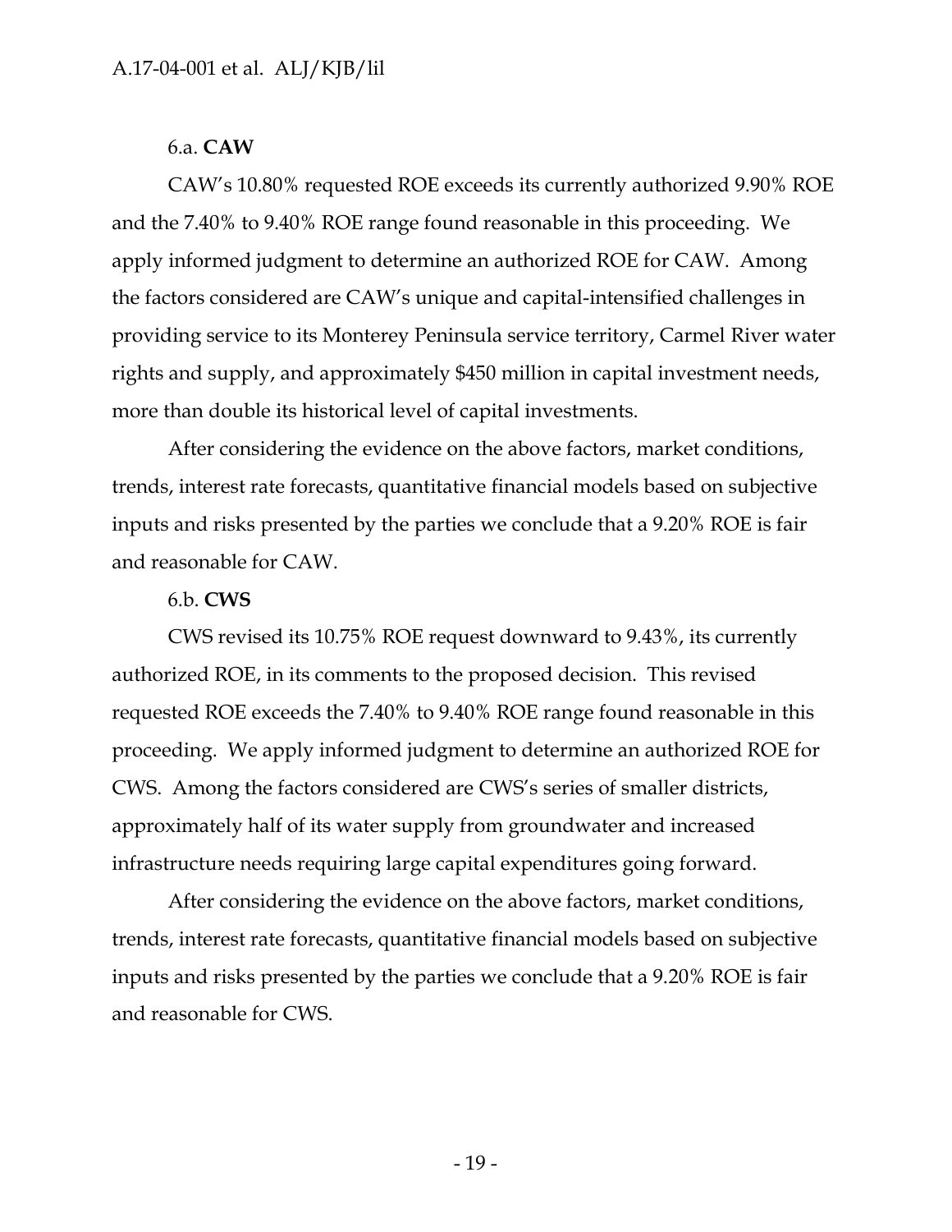6.a. **CAW**

CAW's 10.80% requested ROE exceeds its currently authorized 9.90% ROE and the 7.40% to 9.40% ROE range found reasonable in this proceeding. We apply informed judgment to determine an authorized ROE for CAW. Among the factors considered are CAW's unique and capital-intensified challenges in providing service to its Monterey Peninsula service territory, Carmel River water rights and supply, and approximately $450 million in capital investment needs, more than double its historical level of capital investments.

After considering the evidence on the above factors, market conditions, trends, interest rate forecasts, quantitative financial models based on subjective inputs and risks presented by the parties we conclude that a 9.20% ROE is fair and reasonable for CAW.

6.b. **CWS**

CWS revised its 10.75% ROE request downward to 9.43%, its currently authorized ROE, in its comments to the proposed decision. This revised requested ROE exceeds the 7.40% to 9.40% ROE range found reasonable in this proceeding. We apply informed judgment to determine an authorized ROE for CWS. Among the factors considered are CWS's series of smaller districts, approximately half of its water supply from groundwater and increased infrastructure needs requiring large capital expenditures going forward.

After considering the evidence on the above factors, market conditions, trends, interest rate forecasts, quantitative financial models based on subjective inputs and risks presented by the parties we conclude that a 9.20% ROE is fair and reasonable for CWS.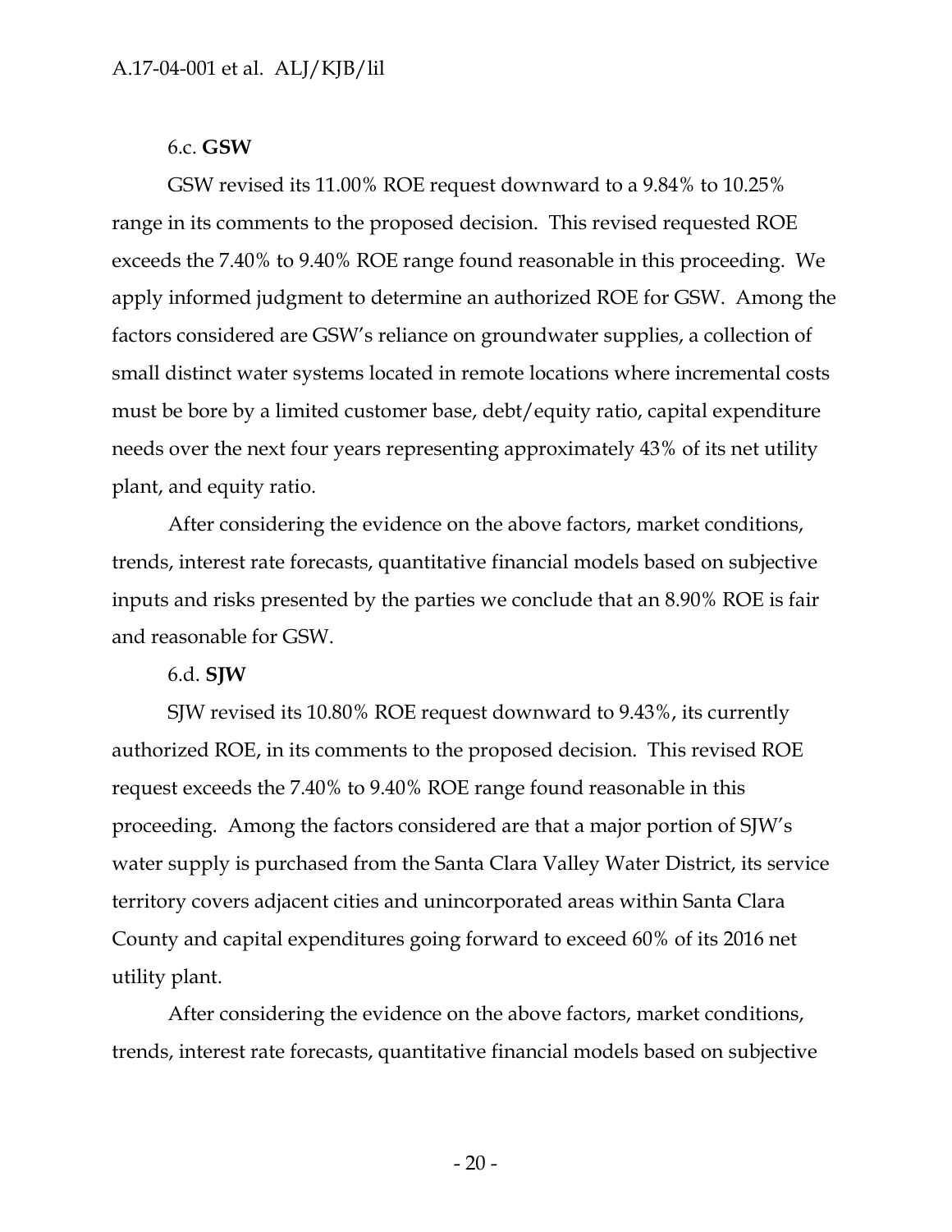### 6.c. **GSW**

GSW revised its 11.00% ROE request downward to a 9.84% to 10.25% range in its comments to the proposed decision. This revised requested ROE exceeds the 7.40% to 9.40% ROE range found reasonable in this proceeding. We apply informed judgment to determine an authorized ROE for GSW. Among the factors considered are GSW's reliance on groundwater supplies, a collection of small distinct water systems located in remote locations where incremental costs must be bore by a limited customer base, debt/equity ratio, capital expenditure needs over the next four years representing approximately 43% of its net utility plant, and equity ratio.

After considering the evidence on the above factors, market conditions, trends, interest rate forecasts, quantitative financial models based on subjective inputs and risks presented by the parties we conclude that an 8.90% ROE is fair and reasonable for GSW.

### 6.d. **SJW**

SJW revised its 10.80% ROE request downward to 9.43%, its currently authorized ROE, in its comments to the proposed decision. This revised ROE request exceeds the 7.40% to 9.40% ROE range found reasonable in this proceeding. Among the factors considered are that a major portion of SJW's water supply is purchased from the Santa Clara Valley Water District, its service territory covers adjacent cities and unincorporated areas within Santa Clara County and capital expenditures going forward to exceed 60% of its 2016 net utility plant.

After considering the evidence on the above factors, market conditions, trends, interest rate forecasts, quantitative financial models based on subjective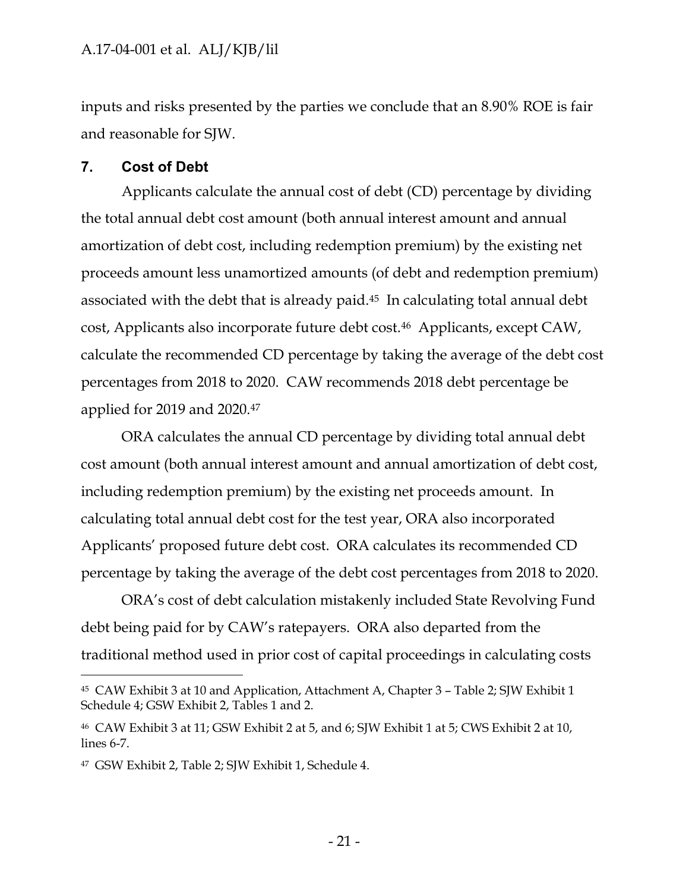inputs and risks presented by the parties we conclude that an 8.90% ROE is fair and reasonable for SJW.

## 7. Cost of Debt

Applicants calculate the annual cost of debt (CD) percentage by dividing the total annual debt cost amount (both annual interest amount and annual amortization of debt cost, including redemption premium) by the existing net proceeds amount less unamortized amounts (of debt and redemption premium) associated with the debt that is already paid.[45] In calculating total annual debt cost, Applicants also incorporate future debt cost.[46] Applicants, except CAW, calculate the recommended CD percentage by taking the average of the debt cost percentages from 2018 to 2020. CAW recommends 2018 debt percentage be applied for 2019 and 2020.[47]

ORA calculates the annual CD percentage by dividing total annual debt cost amount (both annual interest amount and annual amortization of debt cost, including redemption premium) by the existing net proceeds amount. In calculating total annual debt cost for the test year, ORA also incorporated Applicants' proposed future debt cost. ORA calculates its recommended CD percentage by taking the average of the debt cost percentages from 2018 to 2020.

ORA's cost of debt calculation mistakenly included State Revolving Fund debt being paid for by CAW's ratepayers. ORA also departed from the traditional method used in prior cost of capital proceedings in calculating costs

---

[45] CAW Exhibit 3 at 10 and Application, Attachment A, Chapter 3 – Table 2; SJW Exhibit 1 Schedule 4; GSW Exhibit 2, Tables 1 and 2.

[46] CAW Exhibit 3 at 11; GSW Exhibit 2 at 5, and 6; SJW Exhibit 1 at 5; CWS Exhibit 2 at 10, lines 6-7.

[47] GSW Exhibit 2, Table 2; SJW Exhibit 1, Schedule 4.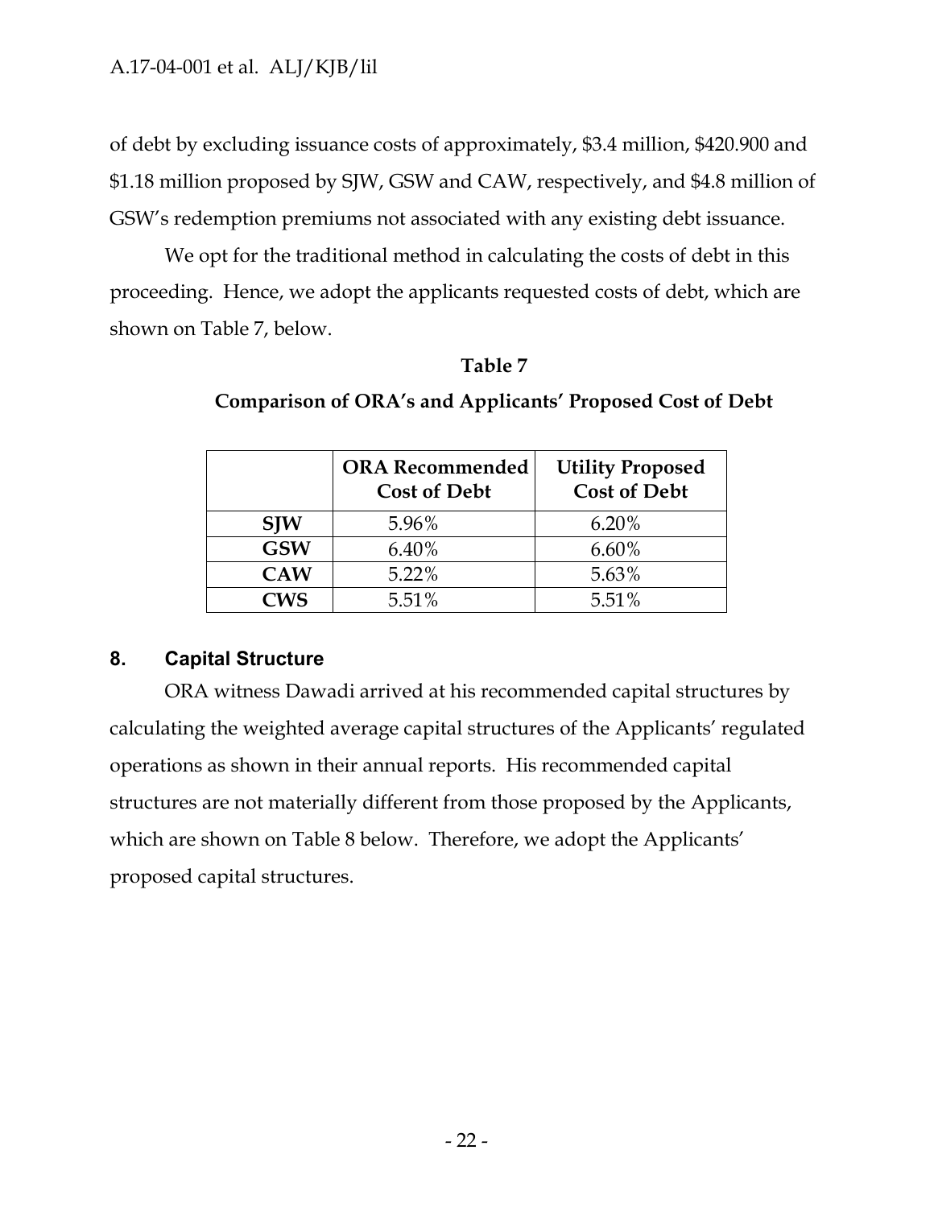of debt by excluding issuance costs of approximately, $3.4 million, $420.900 and $1.18 million proposed by SJW, GSW and CAW, respectively, and $4.8 million of GSW's redemption premiums not associated with any existing debt issuance.

We opt for the traditional method in calculating the costs of debt in this proceeding. Hence, we adopt the applicants requested costs of debt, which are shown on Table 7, below.

**Table 7**

**Comparison of ORA's and Applicants' Proposed Cost of Debt**

| | ORA Recommended Cost of Debt | Utility Proposed Cost of Debt |
|---|---|---|
| **SJW** | 5.96% | 6.20% |
| **GSW** | 6.40% | 6.60% |
| **CAW** | 5.22% | 5.63% |
| **CWS** | 5.51% | 5.51% |

## 8. Capital Structure

ORA witness Dawadi arrived at his recommended capital structures by calculating the weighted average capital structures of the Applicants' regulated operations as shown in their annual reports. His recommended capital structures are not materially different from those proposed by the Applicants, which are shown on Table 8 below. Therefore, we adopt the Applicants' proposed capital structures.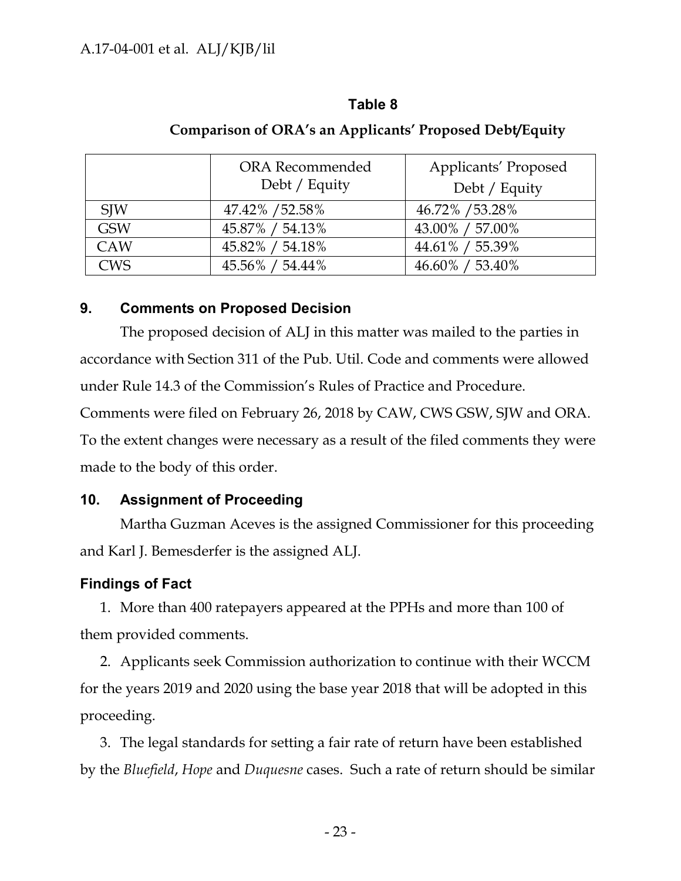**Table 8**

**Comparison of ORA's an Applicants' Proposed Debt/Equity**

| | ORA Recommended Debt / Equity | Applicants' Proposed Debt / Equity |
|---|---|---|
| SJW | 47.42% /52.58% | 46.72% /53.28% |
| GSW | 45.87% / 54.13% | 43.00% / 57.00% |
| CAW | 45.82% / 54.18% | 44.61% / 55.39% |
| CWS | 45.56% / 54.44% | 46.60% / 53.40% |

## 9. Comments on Proposed Decision

The proposed decision of ALJ in this matter was mailed to the parties in accordance with Section 311 of the Pub. Util. Code and comments were allowed under Rule 14.3 of the Commission's Rules of Practice and Procedure. Comments were filed on February 26, 2018 by CAW, CWS GSW, SJW and ORA. To the extent changes were necessary as a result of the filed comments they were made to the body of this order.

## 10. Assignment of Proceeding

Martha Guzman Aceves is the assigned Commissioner for this proceeding and Karl J. Bemesderfer is the assigned ALJ.

## Findings of Fact

1. More than 400 ratepayers appeared at the PPHs and more than 100 of them provided comments.

2. Applicants seek Commission authorization to continue with their WCCM for the years 2019 and 2020 using the base year 2018 that will be adopted in this proceeding.

3. The legal standards for setting a fair rate of return have been established by the *Bluefield*, *Hope* and *Duquesne* cases. Such a rate of return should be similar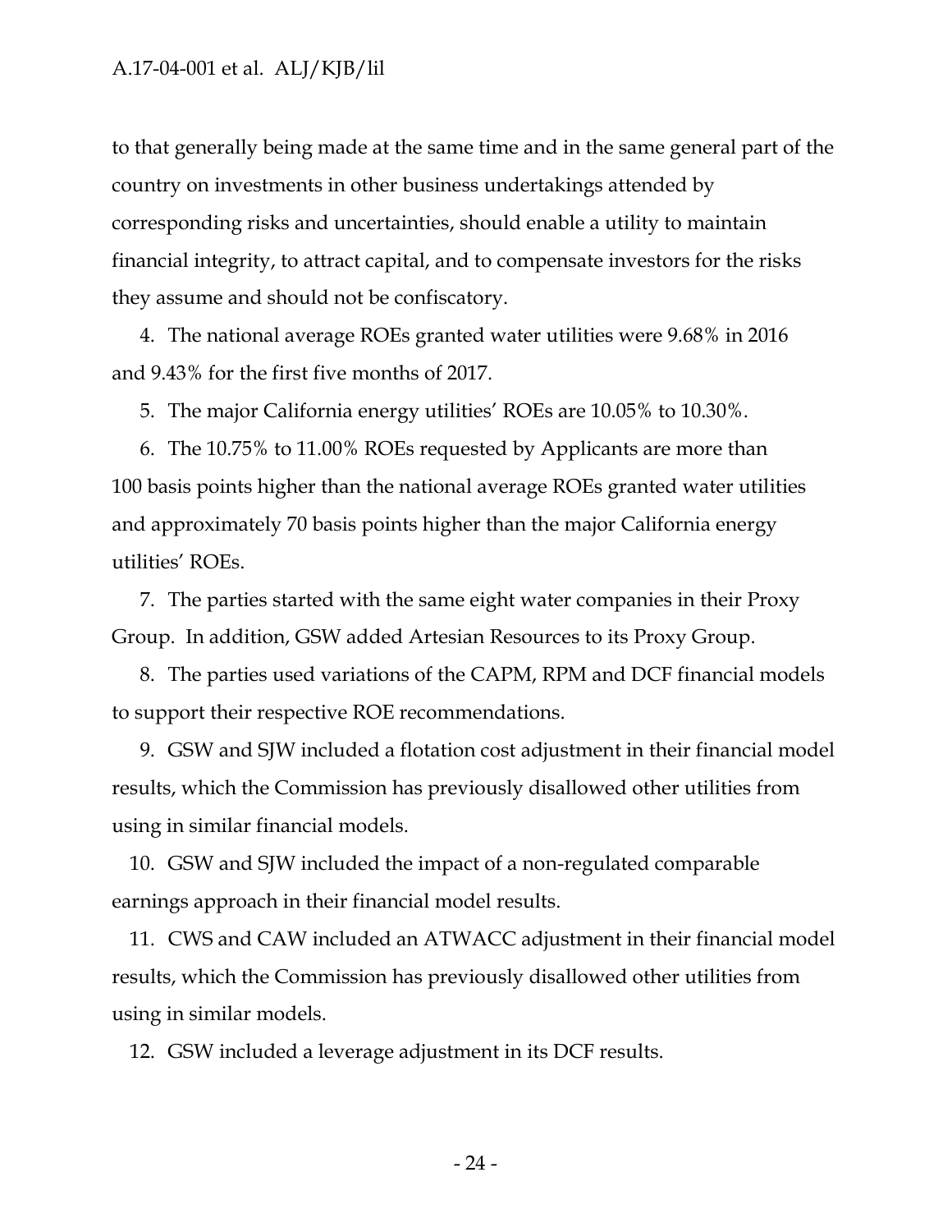to that generally being made at the same time and in the same general part of the country on investments in other business undertakings attended by corresponding risks and uncertainties, should enable a utility to maintain financial integrity, to attract capital, and to compensate investors for the risks they assume and should not be confiscatory.

4. The national average ROEs granted water utilities were 9.68% in 2016 and 9.43% for the first five months of 2017.

5. The major California energy utilities' ROEs are 10.05% to 10.30%.

6. The 10.75% to 11.00% ROEs requested by Applicants are more than 100 basis points higher than the national average ROEs granted water utilities and approximately 70 basis points higher than the major California energy utilities' ROEs.

7. The parties started with the same eight water companies in their Proxy Group. In addition, GSW added Artesian Resources to its Proxy Group.

8. The parties used variations of the CAPM, RPM and DCF financial models to support their respective ROE recommendations.

9. GSW and SJW included a flotation cost adjustment in their financial model results, which the Commission has previously disallowed other utilities from using in similar financial models.

10. GSW and SJW included the impact of a non-regulated comparable earnings approach in their financial model results.

11. CWS and CAW included an ATWACC adjustment in their financial model results, which the Commission has previously disallowed other utilities from using in similar models.

12. GSW included a leverage adjustment in its DCF results.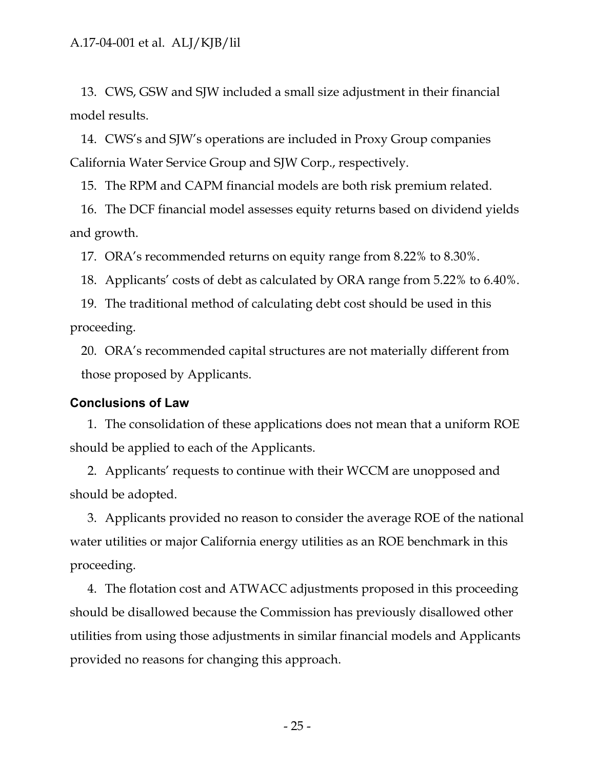13. CWS, GSW and SJW included a small size adjustment in their financial model results.

14. CWS's and SJW's operations are included in Proxy Group companies California Water Service Group and SJW Corp., respectively.

15. The RPM and CAPM financial models are both risk premium related.

16. The DCF financial model assesses equity returns based on dividend yields and growth.

17. ORA's recommended returns on equity range from 8.22% to 8.30%.

18. Applicants' costs of debt as calculated by ORA range from 5.22% to 6.40%.

19. The traditional method of calculating debt cost should be used in this proceeding.

20. ORA's recommended capital structures are not materially different from those proposed by Applicants.

**Conclusions of Law**

1. The consolidation of these applications does not mean that a uniform ROE should be applied to each of the Applicants.

2. Applicants' requests to continue with their WCCM are unopposed and should be adopted.

3. Applicants provided no reason to consider the average ROE of the national water utilities or major California energy utilities as an ROE benchmark in this proceeding.

4. The flotation cost and ATWACC adjustments proposed in this proceeding should be disallowed because the Commission has previously disallowed other utilities from using those adjustments in similar financial models and Applicants provided no reasons for changing this approach.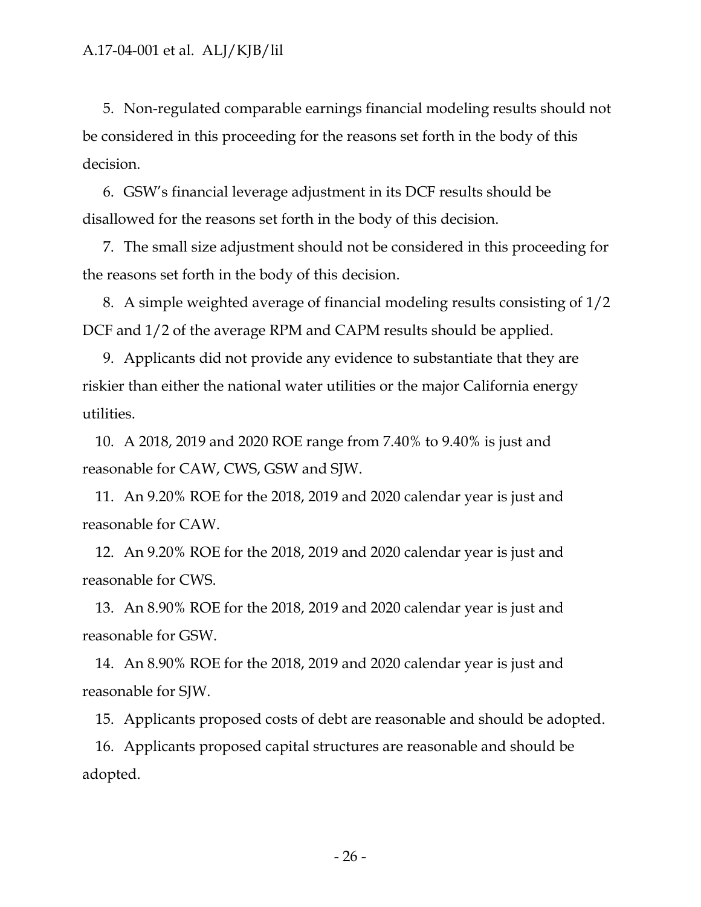5. Non-regulated comparable earnings financial modeling results should not be considered in this proceeding for the reasons set forth in the body of this decision.

6. GSW's financial leverage adjustment in its DCF results should be disallowed for the reasons set forth in the body of this decision.

7. The small size adjustment should not be considered in this proceeding for the reasons set forth in the body of this decision.

8. A simple weighted average of financial modeling results consisting of 1/2 DCF and 1/2 of the average RPM and CAPM results should be applied.

9. Applicants did not provide any evidence to substantiate that they are riskier than either the national water utilities or the major California energy utilities.

10. A 2018, 2019 and 2020 ROE range from 7.40% to 9.40% is just and reasonable for CAW, CWS, GSW and SJW.

11. An 9.20% ROE for the 2018, 2019 and 2020 calendar year is just and reasonable for CAW.

12. An 9.20% ROE for the 2018, 2019 and 2020 calendar year is just and reasonable for CWS.

13. An 8.90% ROE for the 2018, 2019 and 2020 calendar year is just and reasonable for GSW.

14. An 8.90% ROE for the 2018, 2019 and 2020 calendar year is just and reasonable for SJW.

15. Applicants proposed costs of debt are reasonable and should be adopted.

16. Applicants proposed capital structures are reasonable and should be adopted.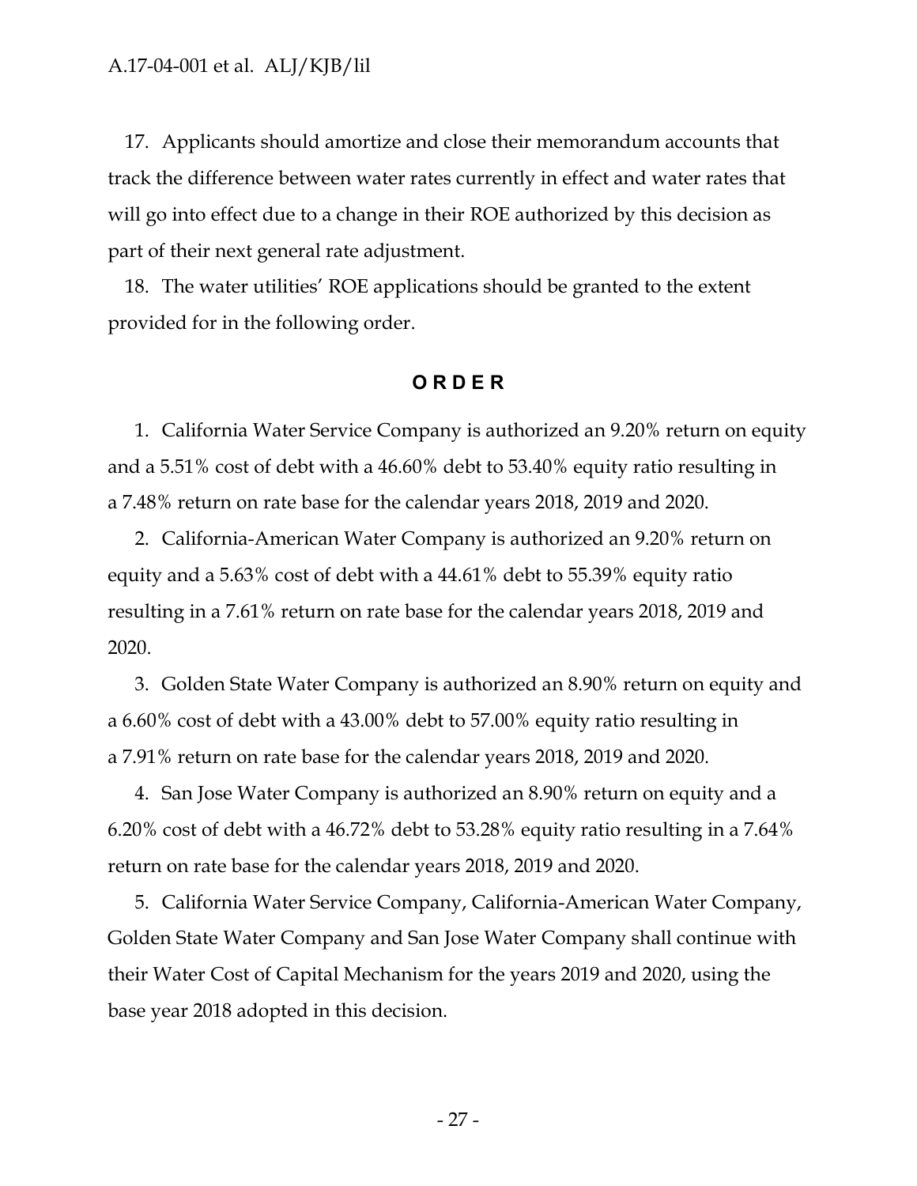17. Applicants should amortize and close their memorandum accounts that track the difference between water rates currently in effect and water rates that will go into effect due to a change in their ROE authorized by this decision as part of their next general rate adjustment.

18. The water utilities' ROE applications should be granted to the extent provided for in the following order.

## ORDER

1. California Water Service Company is authorized an 9.20% return on equity and a 5.51% cost of debt with a 46.60% debt to 53.40% equity ratio resulting in a 7.48% return on rate base for the calendar years 2018, 2019 and 2020.

2. California-American Water Company is authorized an 9.20% return on equity and a 5.63% cost of debt with a 44.61% debt to 55.39% equity ratio resulting in a 7.61% return on rate base for the calendar years 2018, 2019 and 2020.

3. Golden State Water Company is authorized an 8.90% return on equity and a 6.60% cost of debt with a 43.00% debt to 57.00% equity ratio resulting in a 7.91% return on rate base for the calendar years 2018, 2019 and 2020.

4. San Jose Water Company is authorized an 8.90% return on equity and a 6.20% cost of debt with a 46.72% debt to 53.28% equity ratio resulting in a 7.64% return on rate base for the calendar years 2018, 2019 and 2020.

5. California Water Service Company, California-American Water Company, Golden State Water Company and San Jose Water Company shall continue with their Water Cost of Capital Mechanism for the years 2019 and 2020, using the base year 2018 adopted in this decision.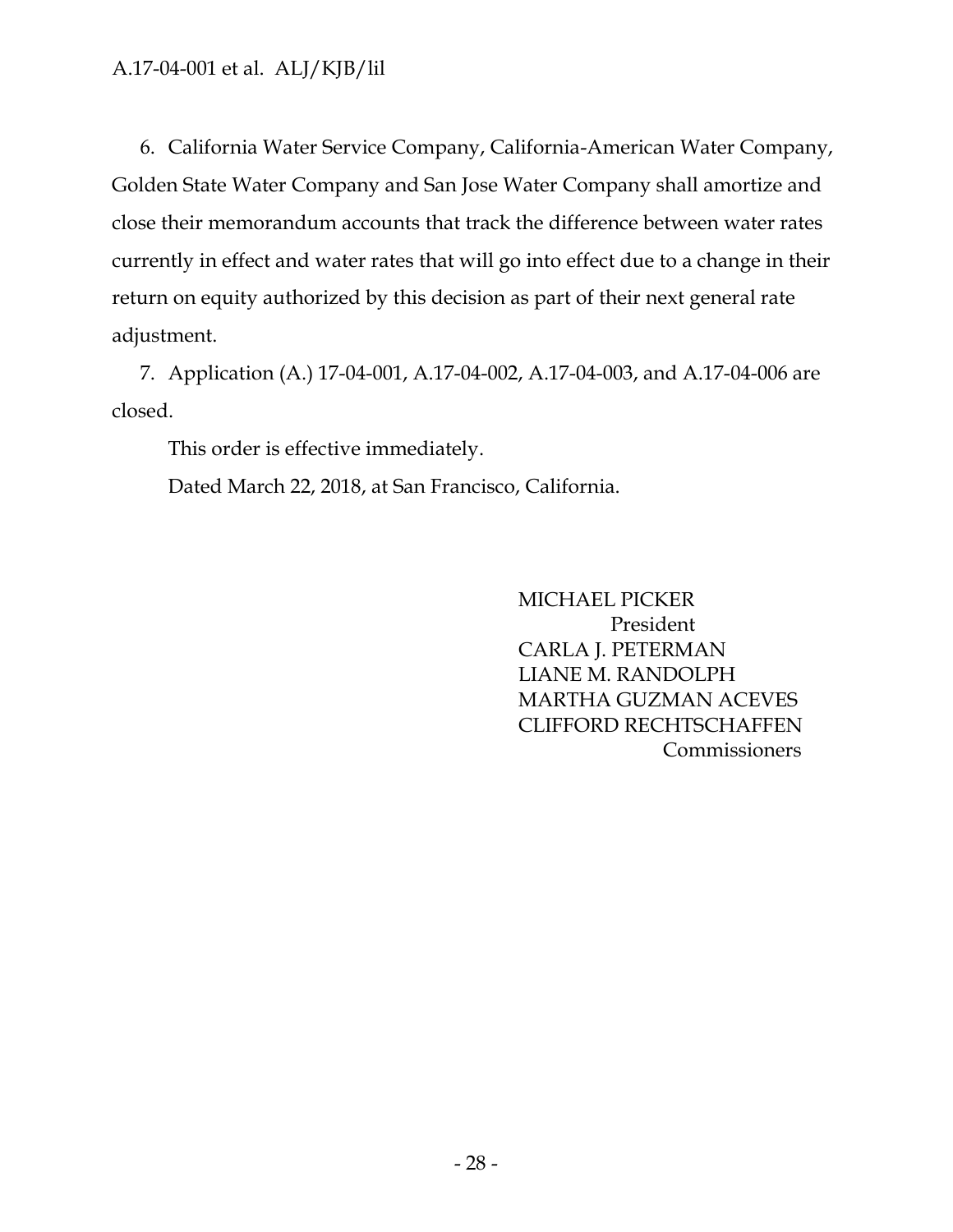6. California Water Service Company, California-American Water Company, Golden State Water Company and San Jose Water Company shall amortize and close their memorandum accounts that track the difference between water rates currently in effect and water rates that will go into effect due to a change in their return on equity authorized by this decision as part of their next general rate adjustment.

7. Application (A.) 17-04-001, A.17-04-002, A.17-04-003, and A.17-04-006 are closed.

This order is effective immediately.

Dated March 22, 2018, at San Francisco, California.

MICHAEL PICKER
President
CARLA J. PETERMAN
LIANE M. RANDOLPH
MARTHA GUZMAN ACEVES
CLIFFORD RECHTSCHAFFEN
Commissioners